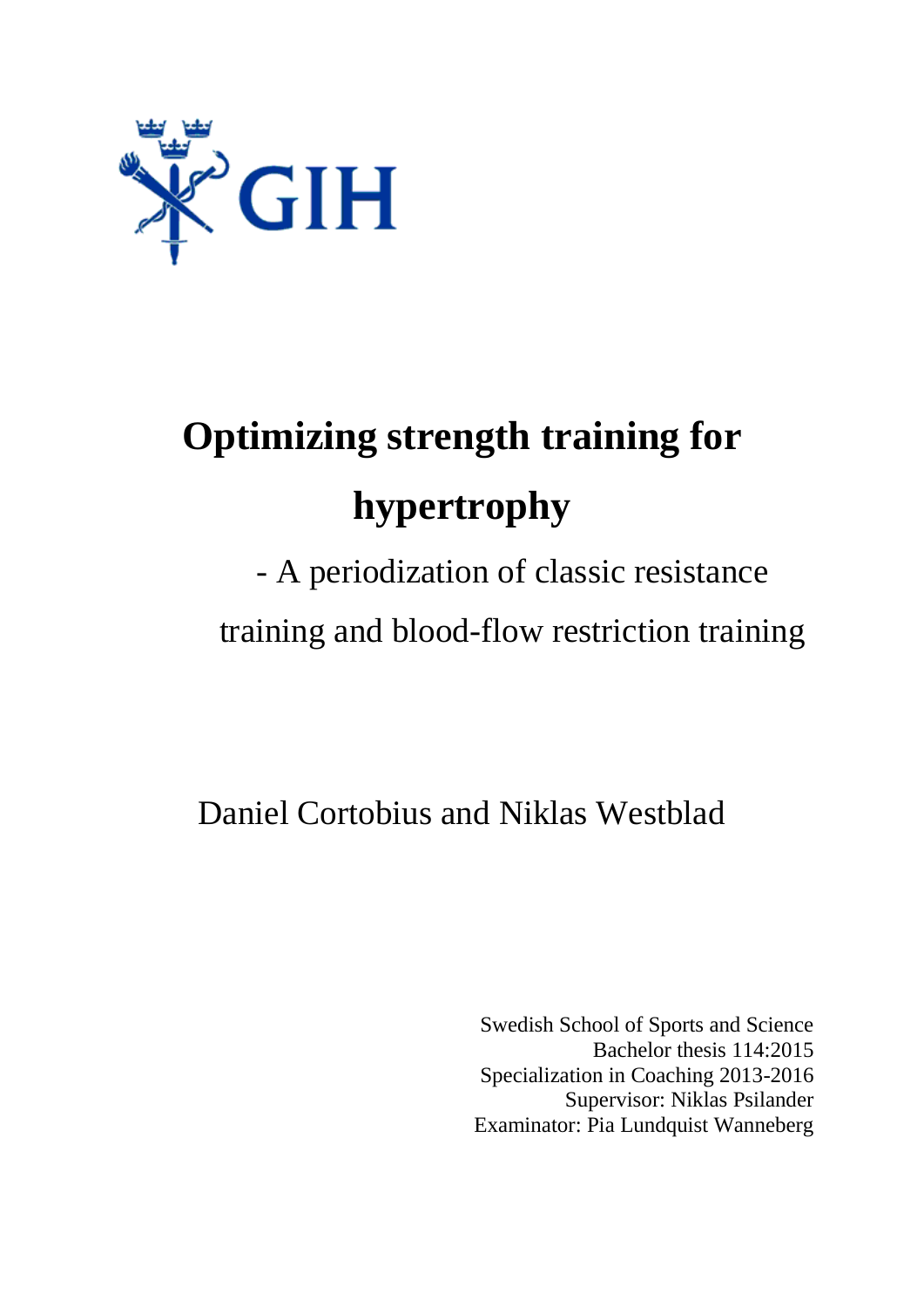GIH

# Optimizing strength training for hypertrophy

## - A periodization of classic resistance training and blood-flow restriction training

Daniel Cortobius and Niklas Westblad

Swedish School of Sports and Science
Bachelor thesis 114:2015
Specialization in Coaching 2013-2016
Supervisor: Niklas Psilander
Examinator: Pia Lundquist Wanneberg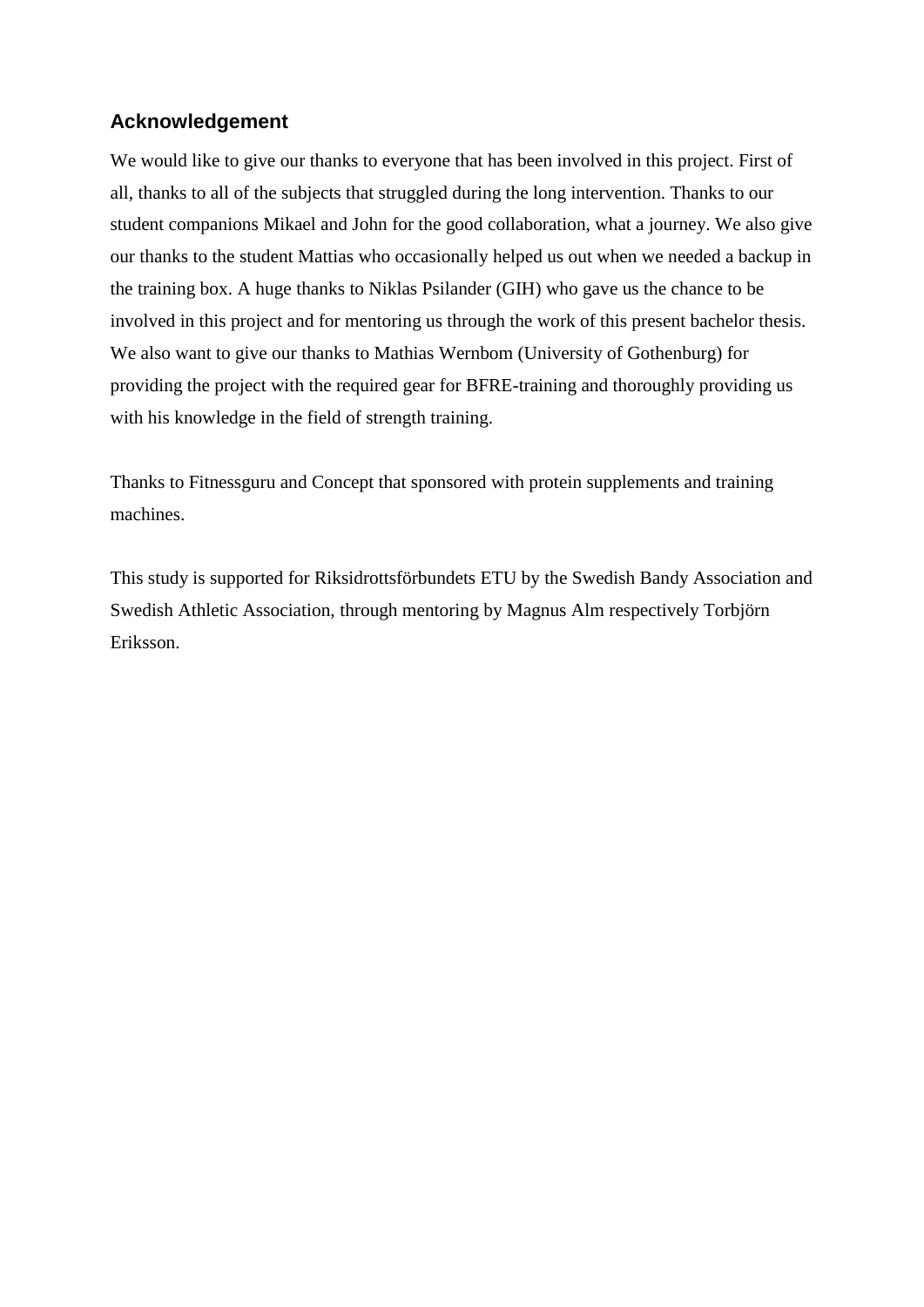## Acknowledgement

We would like to give our thanks to everyone that has been involved in this project. First of all, thanks to all of the subjects that struggled during the long intervention. Thanks to our student companions Mikael and John for the good collaboration, what a journey. We also give our thanks to the student Mattias who occasionally helped us out when we needed a backup in the training box. A huge thanks to Niklas Psilander (GIH) who gave us the chance to be involved in this project and for mentoring us through the work of this present bachelor thesis. We also want to give our thanks to Mathias Wernbom (University of Gothenburg) for providing the project with the required gear for BFRE-training and thoroughly providing us with his knowledge in the field of strength training.

Thanks to Fitnessguru and Concept that sponsored with protein supplements and training machines.

This study is supported for Riksidrottsförbundets ETU by the Swedish Bandy Association and Swedish Athletic Association, through mentoring by Magnus Alm respectively Torbjörn Eriksson.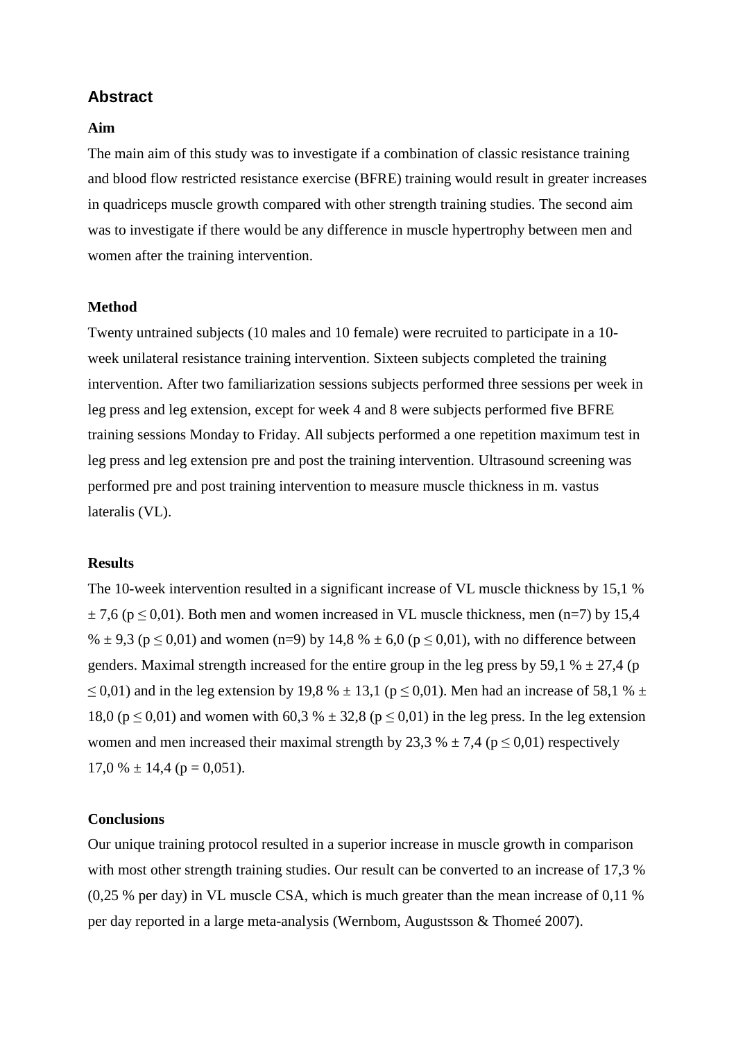## Abstract

**Aim**

The main aim of this study was to investigate if a combination of classic resistance training and blood flow restricted resistance exercise (BFRE) training would result in greater increases in quadriceps muscle growth compared with other strength training studies. The second aim was to investigate if there would be any difference in muscle hypertrophy between men and women after the training intervention.

**Method**

Twenty untrained subjects (10 males and 10 female) were recruited to participate in a 10-week unilateral resistance training intervention. Sixteen subjects completed the training intervention. After two familiarization sessions subjects performed three sessions per week in leg press and leg extension, except for week 4 and 8 were subjects performed five BFRE training sessions Monday to Friday. All subjects performed a one repetition maximum test in leg press and leg extension pre and post the training intervention. Ultrasound screening was performed pre and post training intervention to measure muscle thickness in m. vastus lateralis (VL).

**Results**

The 10-week intervention resulted in a significant increase of VL muscle thickness by 15,1 % ± 7,6 ($p \leq 0,01$). Both men and women increased in VL muscle thickness, men (n=7) by 15,4 % ± 9,3 ($p \leq 0,01$) and women (n=9) by 14,8 % ± 6,0 ($p \leq 0,01$), with no difference between genders. Maximal strength increased for the entire group in the leg press by 59,1 % ± 27,4 ($p \leq 0,01$) and in the leg extension by 19,8 % ± 13,1 ($p \leq 0,01$). Men had an increase of 58,1 % ± 18,0 ($p \leq 0,01$) and women with 60,3 % ± 32,8 ($p \leq 0,01$) in the leg press. In the leg extension women and men increased their maximal strength by 23,3 % ± 7,4 ($p \leq 0,01$) respectively 17,0 % ± 14,4 ($p = 0,051$).

**Conclusions**

Our unique training protocol resulted in a superior increase in muscle growth in comparison with most other strength training studies. Our result can be converted to an increase of 17,3 % (0,25 % per day) in VL muscle CSA, which is much greater than the mean increase of 0,11 % per day reported in a large meta-analysis (Wernbom, Augustsson & Thomeé 2007).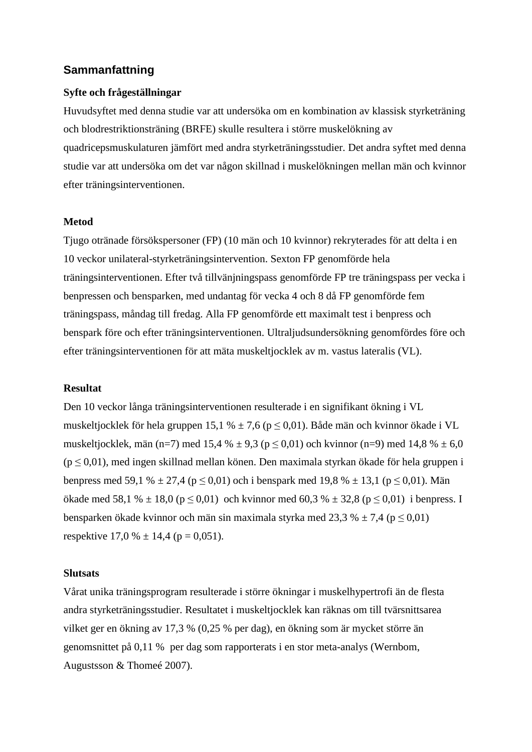## Sammanfattning

**Syfte och frågeställningar**

Huvudsyftet med denna studie var att undersöka om en kombination av klassisk styrketräning och blodrestriktionsträning (BRFE) skulle resultera i större muskelökning av quadricepsmuskulaturen jämfört med andra styrketräningsstudier. Det andra syftet med denna studie var att undersöka om det var någon skillnad i muskelökningen mellan män och kvinnor efter träningsinterventionen.

**Metod**

Tjugo otränade försökspersoner (FP) (10 män och 10 kvinnor) rekryterades för att delta i en 10 veckor unilateral-styrketräningsintervention. Sexton FP genomförde hela träningsinterventionen. Efter två tillvänjningspass genomförde FP tre träningspass per vecka i benpressen och bensparken, med undantag för vecka 4 och 8 då FP genomförde fem träningspass, måndag till fredag. Alla FP genomförde ett maximalt test i benpress och benspark före och efter träningsinterventionen. Ultraljudsundersökning genomfördes före och efter träningsinterventionen för att mäta muskeltjocklek av m. vastus lateralis (VL).

**Resultat**

Den 10 veckor långa träningsinterventionen resulterade i en signifikant ökning i VL muskeltjocklek för hela gruppen 15,1 % ± 7,6 ($p \leq 0,01$). Både män och kvinnor ökade i VL muskeltjocklek, män (n=7) med 15,4 % ± 9,3 ($p \leq 0,01$) och kvinnor (n=9) med 14,8 % ± 6,0 ($p \leq 0,01$), med ingen skillnad mellan könen. Den maximala styrkan ökade för hela gruppen i benpress med 59,1 % ± 27,4 ($p \leq 0,01$) och i benspark med 19,8 % ± 13,1 ($p \leq 0,01$). Män ökade med 58,1 % ± 18,0 ($p \leq 0,01$) och kvinnor med 60,3 % ± 32,8 ($p \leq 0,01$) i benpress. I bensparken ökade kvinnor och män sin maximala styrka med 23,3 % ± 7,4 ($p \leq 0,01$) respektive 17,0 % ± 14,4 ($p = 0,051$).

**Slutsats**

Vårat unika träningsprogram resulterade i större ökningar i muskelhypertrofi än de flesta andra styrketräningsstudier. Resultatet i muskeltjocklek kan räknas om till tvärsnittsarea vilket ger en ökning av 17,3 % (0,25 % per dag), en ökning som är mycket större än genomsnittet på 0,11 % per dag som rapporterats i en stor meta-analys (Wernbom, Augustsson & Thomeé 2007).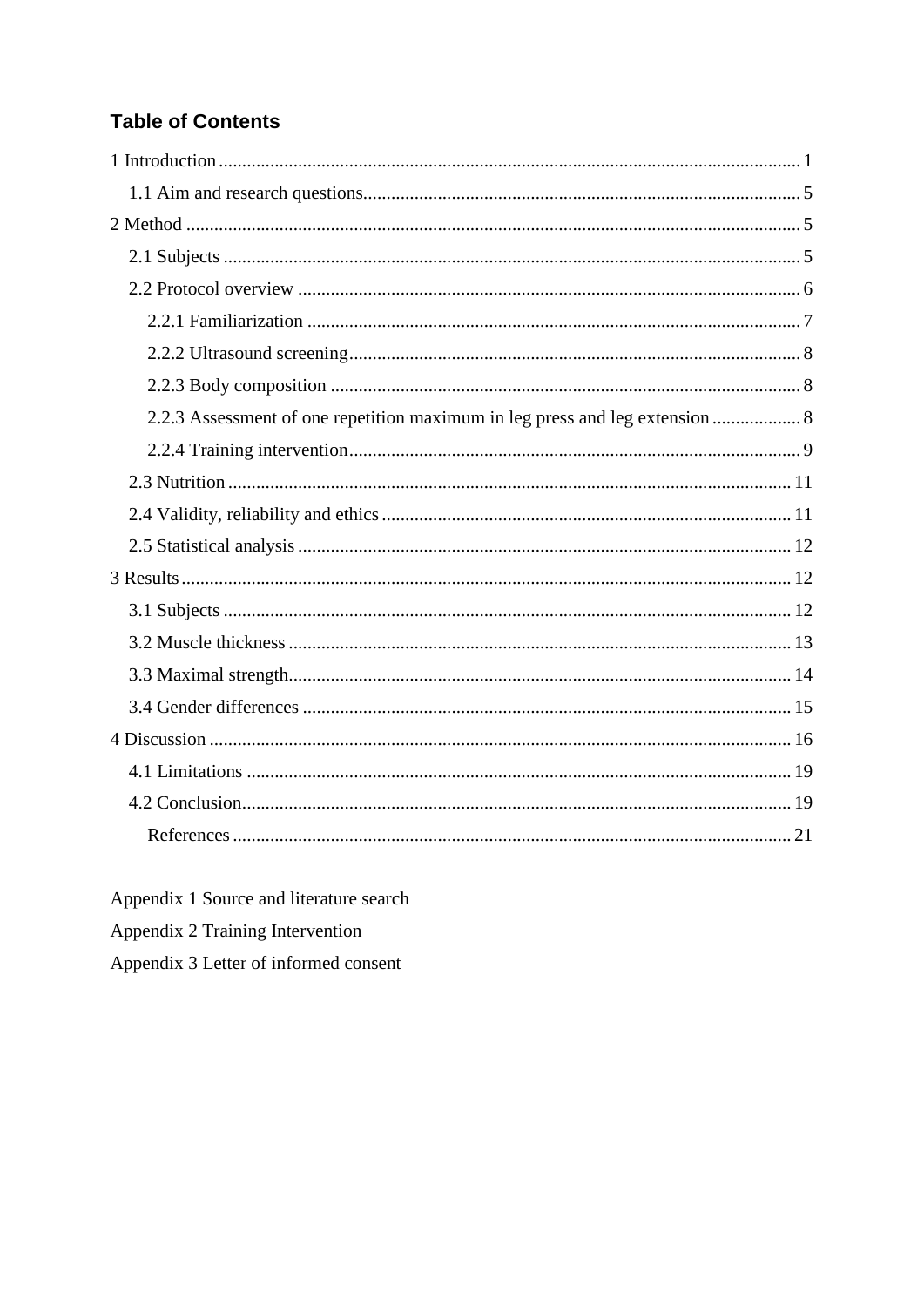## Table of Contents

1 Introduction ... 1

- 1.1 Aim and research questions ... 5

2 Method ... 5

- 2.1 Subjects ... 5
- 2.2 Protocol overview ... 6
  - 2.2.1 Familiarization ... 7
  - 2.2.2 Ultrasound screening ... 8
  - 2.2.3 Body composition ... 8
  - 2.2.3 Assessment of one repetition maximum in leg press and leg extension ... 8
  - 2.2.4 Training intervention ... 9
- 2.3 Nutrition ... 11
- 2.4 Validity, reliability and ethics ... 11
- 2.5 Statistical analysis ... 12

3 Results ... 12

- 3.1 Subjects ... 12
- 3.2 Muscle thickness ... 13
- 3.3 Maximal strength ... 14
- 3.4 Gender differences ... 15

4 Discussion ... 16

- 4.1 Limitations ... 19
- 4.2 Conclusion ... 19
  - References ... 21

Appendix 1 Source and literature search

Appendix 2 Training Intervention

Appendix 3 Letter of informed consent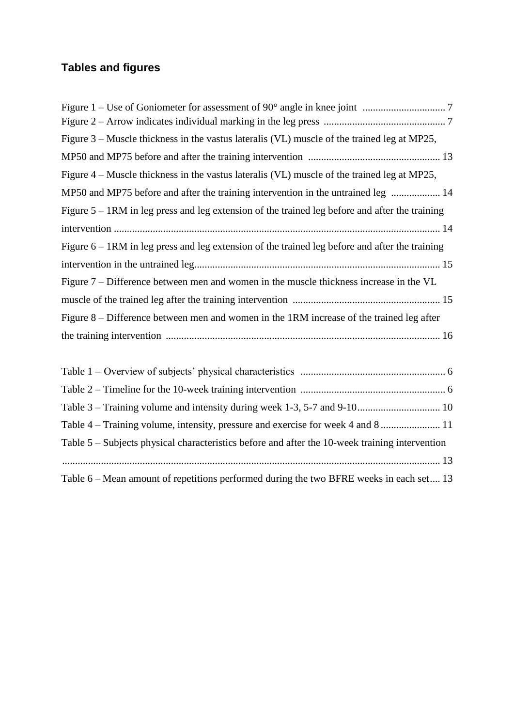## Tables and figures

Figure 1 – Use of Goniometer for assessment of 90° angle in knee joint ................................ 7
Figure 2 – Arrow indicates individual marking in the leg press ............................................... 7
Figure 3 – Muscle thickness in the vastus lateralis (VL) muscle of the trained leg at MP25, MP50 and MP75 before and after the training intervention ................................................... 13
Figure 4 – Muscle thickness in the vastus lateralis (VL) muscle of the trained leg at MP25, MP50 and MP75 before and after the training intervention in the untrained leg ................... 14
Figure 5 – 1RM in leg press and leg extension of the trained leg before and after the training intervention ............................................................................................................................. 14
Figure 6 – 1RM in leg press and leg extension of the trained leg before and after the training intervention in the untrained leg.............................................................................................. 15
Figure 7 – Difference between men and women in the muscle thickness increase in the VL muscle of the trained leg after the training intervention ......................................................... 15
Figure 8 – Difference between men and women in the 1RM increase of the trained leg after the training intervention .......................................................................................................... 16

Table 1 – Overview of subjects' physical characteristics ........................................................ 6
Table 2 – Timeline for the 10-week training intervention ........................................................ 6
Table 3 – Training volume and intensity during week 1-3, 5-7 and 9-10................................ 10
Table 4 – Training volume, intensity, pressure and exercise for week 4 and 8....................... 11
Table 5 – Subjects physical characteristics before and after the 10-week training intervention ................................................................................................................................................ 13
Table 6 – Mean amount of repetitions performed during the two BFRE weeks in each set.... 13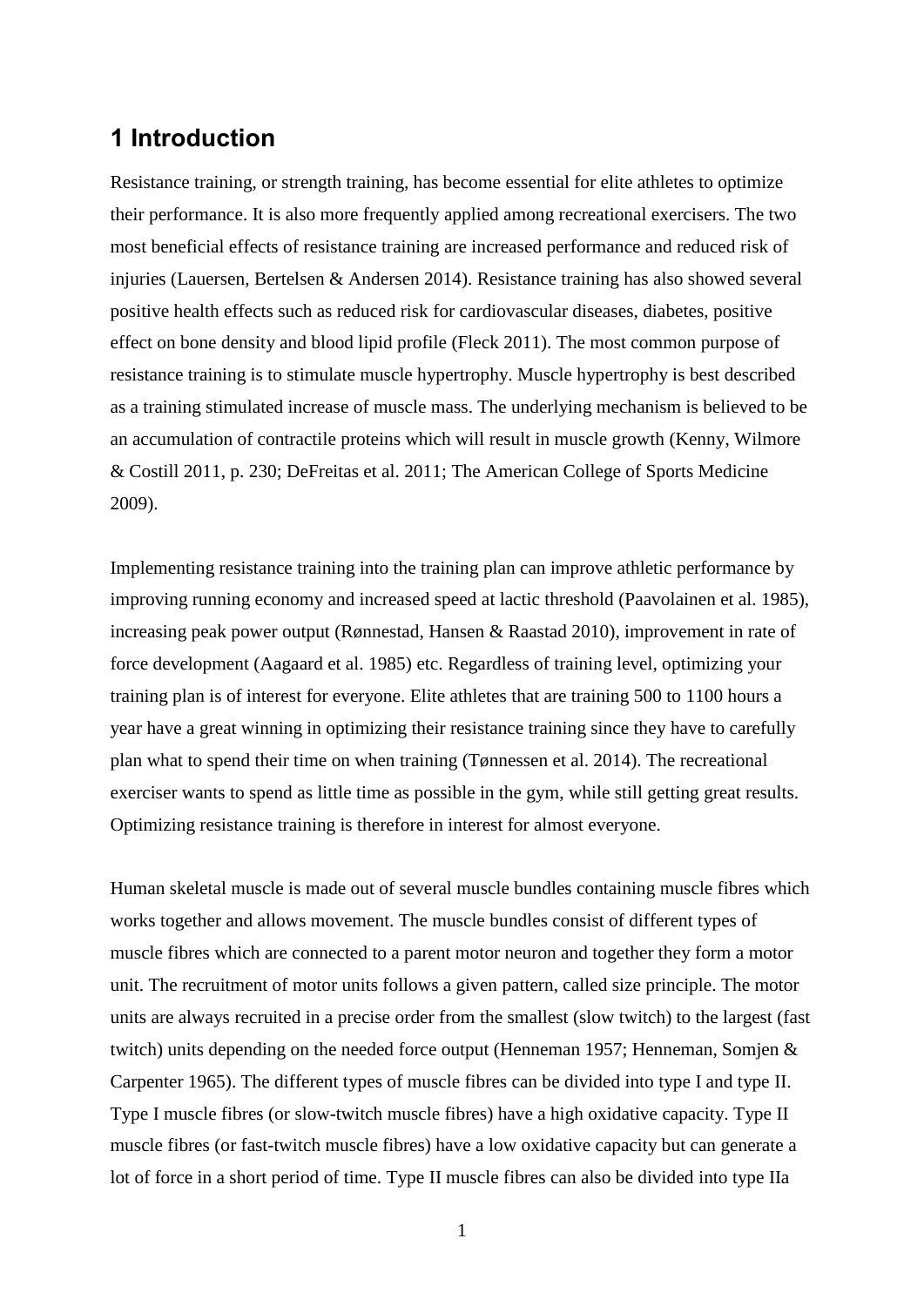# 1 Introduction

Resistance training, or strength training, has become essential for elite athletes to optimize their performance. It is also more frequently applied among recreational exercisers. The two most beneficial effects of resistance training are increased performance and reduced risk of injuries (Lauersen, Bertelsen & Andersen 2014). Resistance training has also showed several positive health effects such as reduced risk for cardiovascular diseases, diabetes, positive effect on bone density and blood lipid profile (Fleck 2011). The most common purpose of resistance training is to stimulate muscle hypertrophy. Muscle hypertrophy is best described as a training stimulated increase of muscle mass. The underlying mechanism is believed to be an accumulation of contractile proteins which will result in muscle growth (Kenny, Wilmore & Costill 2011, p. 230; DeFreitas et al. 2011; The American College of Sports Medicine 2009).

Implementing resistance training into the training plan can improve athletic performance by improving running economy and increased speed at lactic threshold (Paavolainen et al. 1985), increasing peak power output (Rønnestad, Hansen & Raastad 2010), improvement in rate of force development (Aagaard et al. 1985) etc. Regardless of training level, optimizing your training plan is of interest for everyone. Elite athletes that are training 500 to 1100 hours a year have a great winning in optimizing their resistance training since they have to carefully plan what to spend their time on when training (Tønnessen et al. 2014). The recreational exerciser wants to spend as little time as possible in the gym, while still getting great results. Optimizing resistance training is therefore in interest for almost everyone.

Human skeletal muscle is made out of several muscle bundles containing muscle fibres which works together and allows movement. The muscle bundles consist of different types of muscle fibres which are connected to a parent motor neuron and together they form a motor unit. The recruitment of motor units follows a given pattern, called size principle. The motor units are always recruited in a precise order from the smallest (slow twitch) to the largest (fast twitch) units depending on the needed force output (Henneman 1957; Henneman, Somjen & Carpenter 1965). The different types of muscle fibres can be divided into type I and type II. Type I muscle fibres (or slow-twitch muscle fibres) have a high oxidative capacity. Type II muscle fibres (or fast-twitch muscle fibres) have a low oxidative capacity but can generate a lot of force in a short period of time. Type II muscle fibres can also be divided into type IIa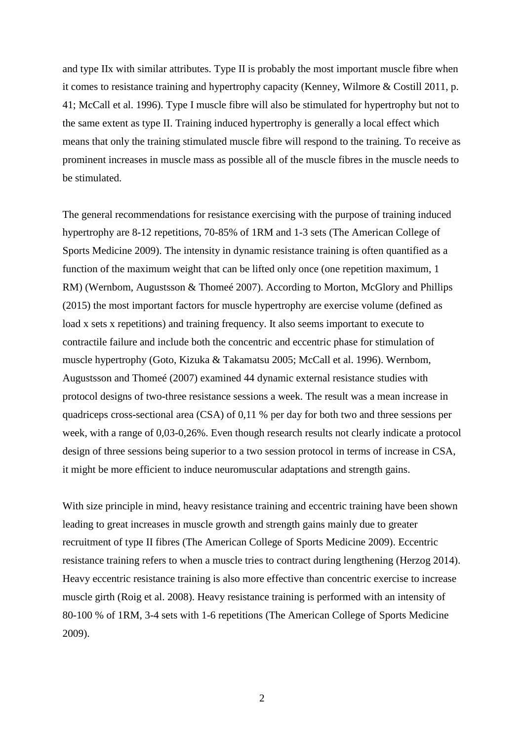and type IIx with similar attributes. Type II is probably the most important muscle fibre when it comes to resistance training and hypertrophy capacity (Kenney, Wilmore & Costill 2011, p. 41; McCall et al. 1996). Type I muscle fibre will also be stimulated for hypertrophy but not to the same extent as type II. Training induced hypertrophy is generally a local effect which means that only the training stimulated muscle fibre will respond to the training. To receive as prominent increases in muscle mass as possible all of the muscle fibres in the muscle needs to be stimulated.

The general recommendations for resistance exercising with the purpose of training induced hypertrophy are 8-12 repetitions, 70-85% of 1RM and 1-3 sets (The American College of Sports Medicine 2009). The intensity in dynamic resistance training is often quantified as a function of the maximum weight that can be lifted only once (one repetition maximum, 1 RM) (Wernbom, Augustsson & Thomeé 2007). According to Morton, McGlory and Phillips (2015) the most important factors for muscle hypertrophy are exercise volume (defined as load x sets x repetitions) and training frequency. It also seems important to execute to contractile failure and include both the concentric and eccentric phase for stimulation of muscle hypertrophy (Goto, Kizuka & Takamatsu 2005; McCall et al. 1996). Wernbom, Augustsson and Thomeé (2007) examined 44 dynamic external resistance studies with protocol designs of two-three resistance sessions a week. The result was a mean increase in quadriceps cross-sectional area (CSA) of 0,11 % per day for both two and three sessions per week, with a range of 0,03-0,26%. Even though research results not clearly indicate a protocol design of three sessions being superior to a two session protocol in terms of increase in CSA, it might be more efficient to induce neuromuscular adaptations and strength gains.

With size principle in mind, heavy resistance training and eccentric training have been shown leading to great increases in muscle growth and strength gains mainly due to greater recruitment of type II fibres (The American College of Sports Medicine 2009). Eccentric resistance training refers to when a muscle tries to contract during lengthening (Herzog 2014). Heavy eccentric resistance training is also more effective than concentric exercise to increase muscle girth (Roig et al. 2008). Heavy resistance training is performed with an intensity of 80-100 % of 1RM, 3-4 sets with 1-6 repetitions (The American College of Sports Medicine 2009).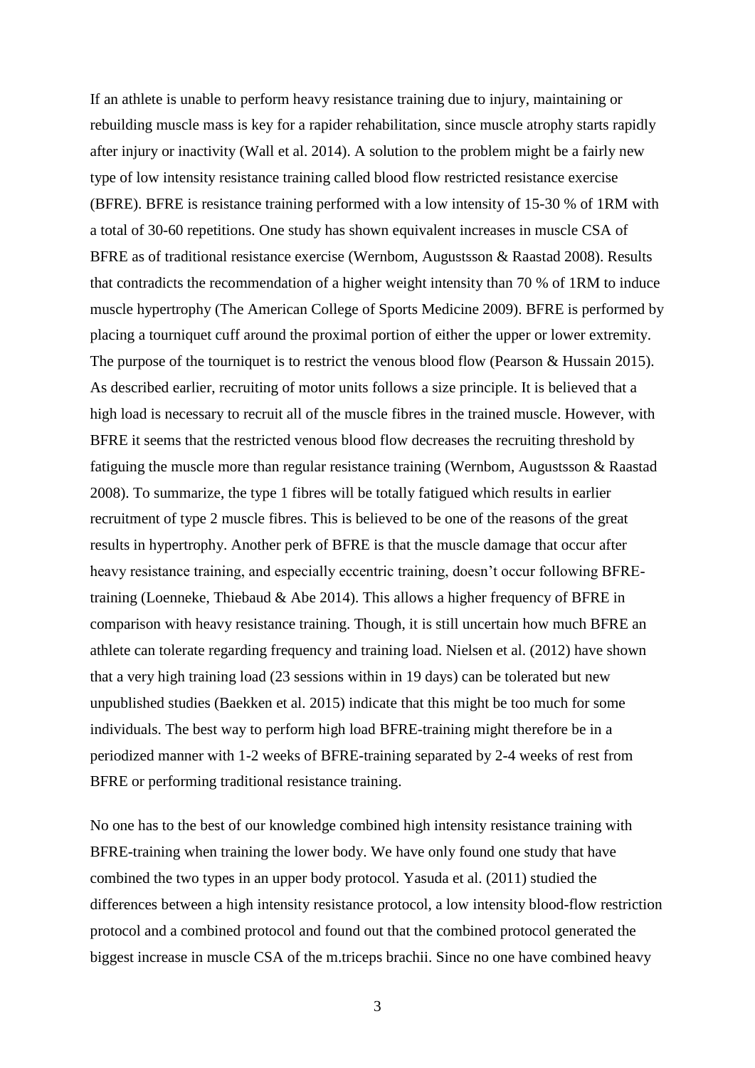If an athlete is unable to perform heavy resistance training due to injury, maintaining or rebuilding muscle mass is key for a rapider rehabilitation, since muscle atrophy starts rapidly after injury or inactivity (Wall et al. 2014). A solution to the problem might be a fairly new type of low intensity resistance training called blood flow restricted resistance exercise (BFRE). BFRE is resistance training performed with a low intensity of 15-30 % of 1RM with a total of 30-60 repetitions. One study has shown equivalent increases in muscle CSA of BFRE as of traditional resistance exercise (Wernbom, Augustsson & Raastad 2008). Results that contradicts the recommendation of a higher weight intensity than 70 % of 1RM to induce muscle hypertrophy (The American College of Sports Medicine 2009). BFRE is performed by placing a tourniquet cuff around the proximal portion of either the upper or lower extremity. The purpose of the tourniquet is to restrict the venous blood flow (Pearson & Hussain 2015). As described earlier, recruiting of motor units follows a size principle. It is believed that a high load is necessary to recruit all of the muscle fibres in the trained muscle. However, with BFRE it seems that the restricted venous blood flow decreases the recruiting threshold by fatiguing the muscle more than regular resistance training (Wernbom, Augustsson & Raastad 2008). To summarize, the type 1 fibres will be totally fatigued which results in earlier recruitment of type 2 muscle fibres. This is believed to be one of the reasons of the great results in hypertrophy. Another perk of BFRE is that the muscle damage that occur after heavy resistance training, and especially eccentric training, doesn't occur following BFRE-training (Loenneke, Thiebaud & Abe 2014). This allows a higher frequency of BFRE in comparison with heavy resistance training. Though, it is still uncertain how much BFRE an athlete can tolerate regarding frequency and training load. Nielsen et al. (2012) have shown that a very high training load (23 sessions within in 19 days) can be tolerated but new unpublished studies (Baekken et al. 2015) indicate that this might be too much for some individuals. The best way to perform high load BFRE-training might therefore be in a periodized manner with 1-2 weeks of BFRE-training separated by 2-4 weeks of rest from BFRE or performing traditional resistance training.

No one has to the best of our knowledge combined high intensity resistance training with BFRE-training when training the lower body. We have only found one study that have combined the two types in an upper body protocol. Yasuda et al. (2011) studied the differences between a high intensity resistance protocol, a low intensity blood-flow restriction protocol and a combined protocol and found out that the combined protocol generated the biggest increase in muscle CSA of the m.triceps brachii. Since no one have combined heavy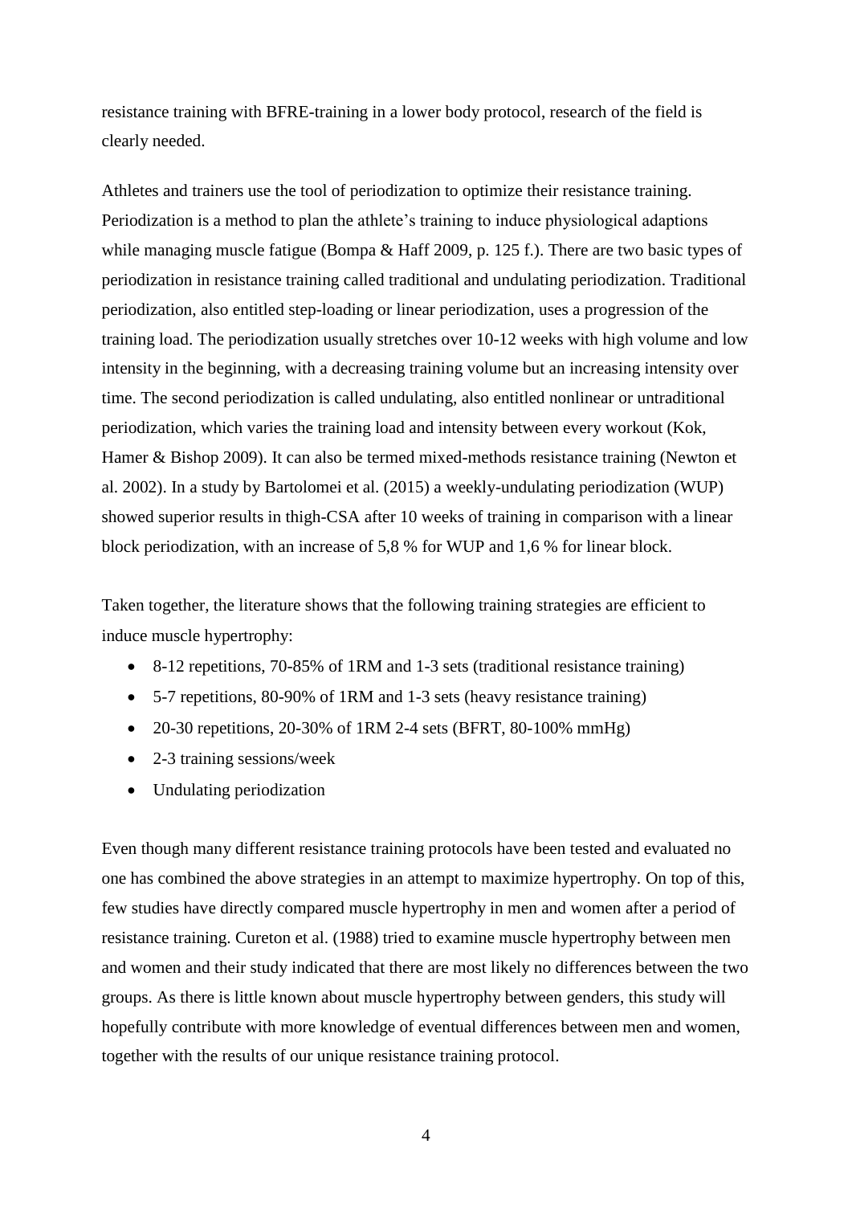resistance training with BFRE-training in a lower body protocol, research of the field is clearly needed.

Athletes and trainers use the tool of periodization to optimize their resistance training. Periodization is a method to plan the athlete's training to induce physiological adaptions while managing muscle fatigue (Bompa & Haff 2009, p. 125 f.). There are two basic types of periodization in resistance training called traditional and undulating periodization. Traditional periodization, also entitled step-loading or linear periodization, uses a progression of the training load. The periodization usually stretches over 10-12 weeks with high volume and low intensity in the beginning, with a decreasing training volume but an increasing intensity over time. The second periodization is called undulating, also entitled nonlinear or untraditional periodization, which varies the training load and intensity between every workout (Kok, Hamer & Bishop 2009). It can also be termed mixed-methods resistance training (Newton et al. 2002). In a study by Bartolomei et al. (2015) a weekly-undulating periodization (WUP) showed superior results in thigh-CSA after 10 weeks of training in comparison with a linear block periodization, with an increase of 5,8 % for WUP and 1,6 % for linear block.

Taken together, the literature shows that the following training strategies are efficient to induce muscle hypertrophy:

- 8-12 repetitions, 70-85% of 1RM and 1-3 sets (traditional resistance training)
- 5-7 repetitions, 80-90% of 1RM and 1-3 sets (heavy resistance training)
- 20-30 repetitions, 20-30% of 1RM 2-4 sets (BFRT, 80-100% mmHg)
- 2-3 training sessions/week
- Undulating periodization

Even though many different resistance training protocols have been tested and evaluated no one has combined the above strategies in an attempt to maximize hypertrophy. On top of this, few studies have directly compared muscle hypertrophy in men and women after a period of resistance training. Cureton et al. (1988) tried to examine muscle hypertrophy between men and women and their study indicated that there are most likely no differences between the two groups. As there is little known about muscle hypertrophy between genders, this study will hopefully contribute with more knowledge of eventual differences between men and women, together with the results of our unique resistance training protocol.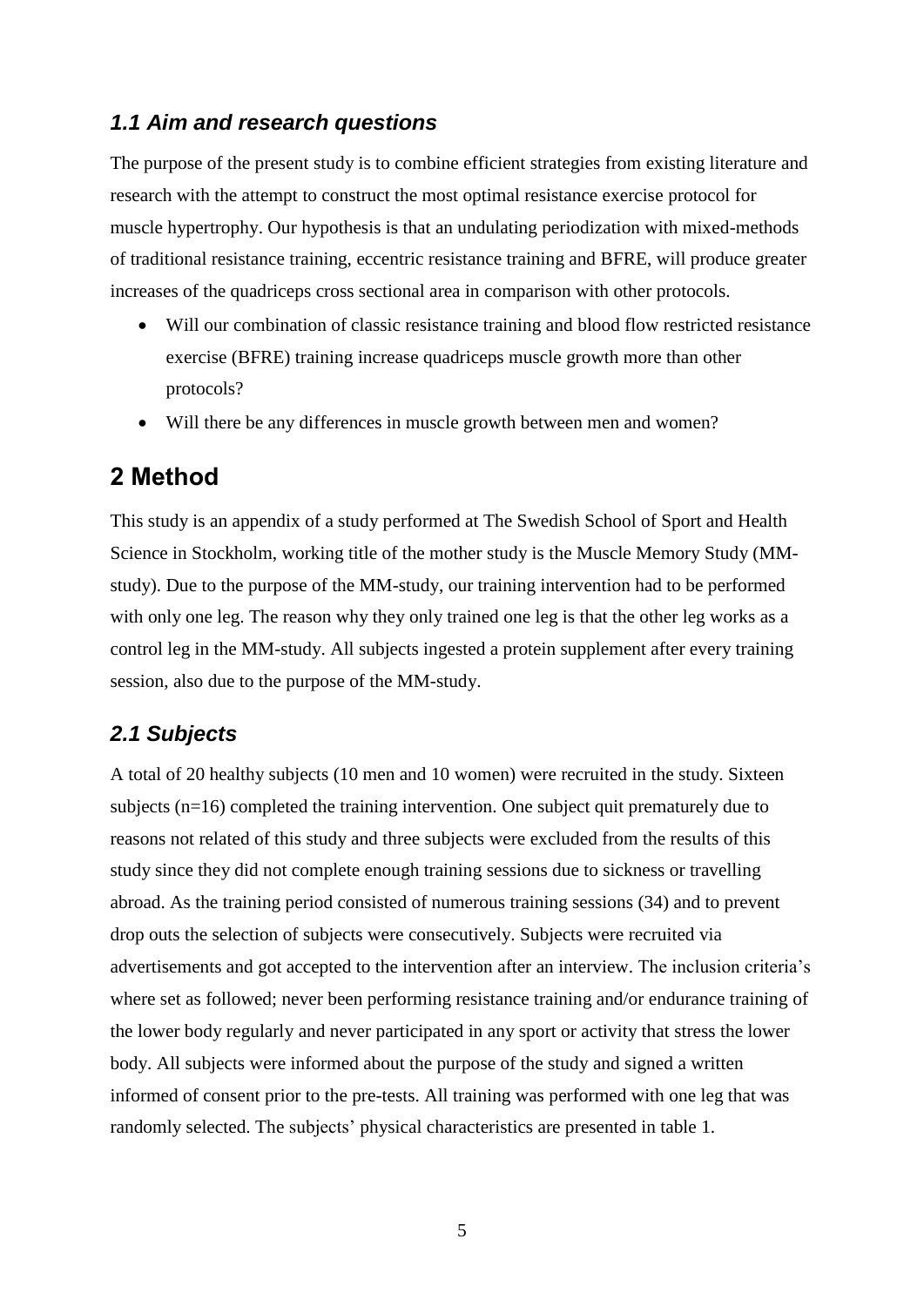### *1.1 Aim and research questions*

The purpose of the present study is to combine efficient strategies from existing literature and research with the attempt to construct the most optimal resistance exercise protocol for muscle hypertrophy. Our hypothesis is that an undulating periodization with mixed-methods of traditional resistance training, eccentric resistance training and BFRE, will produce greater increases of the quadriceps cross sectional area in comparison with other protocols.

- Will our combination of classic resistance training and blood flow restricted resistance exercise (BFRE) training increase quadriceps muscle growth more than other protocols?
- Will there be any differences in muscle growth between men and women?

## 2 Method

This study is an appendix of a study performed at The Swedish School of Sport and Health Science in Stockholm, working title of the mother study is the Muscle Memory Study (MM-study). Due to the purpose of the MM-study, our training intervention had to be performed with only one leg. The reason why they only trained one leg is that the other leg works as a control leg in the MM-study. All subjects ingested a protein supplement after every training session, also due to the purpose of the MM-study.

### *2.1 Subjects*

A total of 20 healthy subjects (10 men and 10 women) were recruited in the study. Sixteen subjects (n=16) completed the training intervention. One subject quit prematurely due to reasons not related of this study and three subjects were excluded from the results of this study since they did not complete enough training sessions due to sickness or travelling abroad. As the training period consisted of numerous training sessions (34) and to prevent drop outs the selection of subjects were consecutively. Subjects were recruited via advertisements and got accepted to the intervention after an interview. The inclusion criteria's where set as followed; never been performing resistance training and/or endurance training of the lower body regularly and never participated in any sport or activity that stress the lower body. All subjects were informed about the purpose of the study and signed a written informed of consent prior to the pre-tests. All training was performed with one leg that was randomly selected. The subjects' physical characteristics are presented in table 1.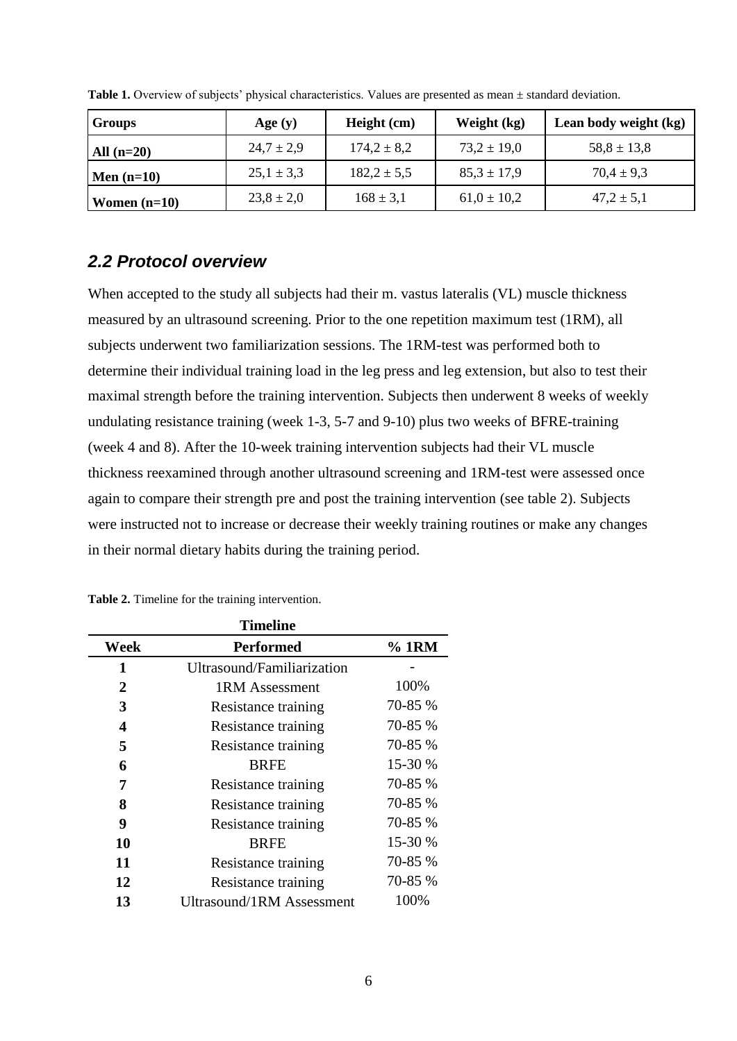**Table 1.** Overview of subjects' physical characteristics. Values are presented as mean ± standard deviation.

| Groups | Age (y) | Height (cm) | Weight (kg) | Lean body weight (kg) |
|---|---|---|---|---|
| All (n=20) | 24,7 ± 2,9 | 174,2 ± 8,2 | 73,2 ± 19,0 | 58,8 ± 13,8 |
| Men (n=10) | 25,1 ± 3,3 | 182,2 ± 5,5 | 85,3 ± 17,9 | 70,4 ± 9,3 |
| Women (n=10) | 23,8 ± 2,0 | 168 ± 3,1 | 61,0 ± 10,2 | 47,2 ± 5,1 |

## *2.2 Protocol overview*

When accepted to the study all subjects had their m. vastus lateralis (VL) muscle thickness measured by an ultrasound screening. Prior to the one repetition maximum test (1RM), all subjects underwent two familiarization sessions. The 1RM-test was performed both to determine their individual training load in the leg press and leg extension, but also to test their maximal strength before the training intervention. Subjects then underwent 8 weeks of weekly undulating resistance training (week 1-3, 5-7 and 9-10) plus two weeks of BFRE-training (week 4 and 8). After the 10-week training intervention subjects had their VL muscle thickness reexamined through another ultrasound screening and 1RM-test were assessed once again to compare their strength pre and post the training intervention (see table 2). Subjects were instructed not to increase or decrease their weekly training routines or make any changes in their normal dietary habits during the training period.

**Table 2.** Timeline for the training intervention.

| Week | Performed | % 1RM |
|---|---|---|
| 1 | Ultrasound/Familiarization | - |
| 2 | 1RM Assessment | 100% |
| 3 | Resistance training | 70-85 % |
| 4 | Resistance training | 70-85 % |
| 5 | Resistance training | 70-85 % |
| 6 | BRFE | 15-30 % |
| 7 | Resistance training | 70-85 % |
| 8 | Resistance training | 70-85 % |
| 9 | Resistance training | 70-85 % |
| 10 | BRFE | 15-30 % |
| 11 | Resistance training | 70-85 % |
| 12 | Resistance training | 70-85 % |
| 13 | Ultrasound/1RM Assessment | 100% |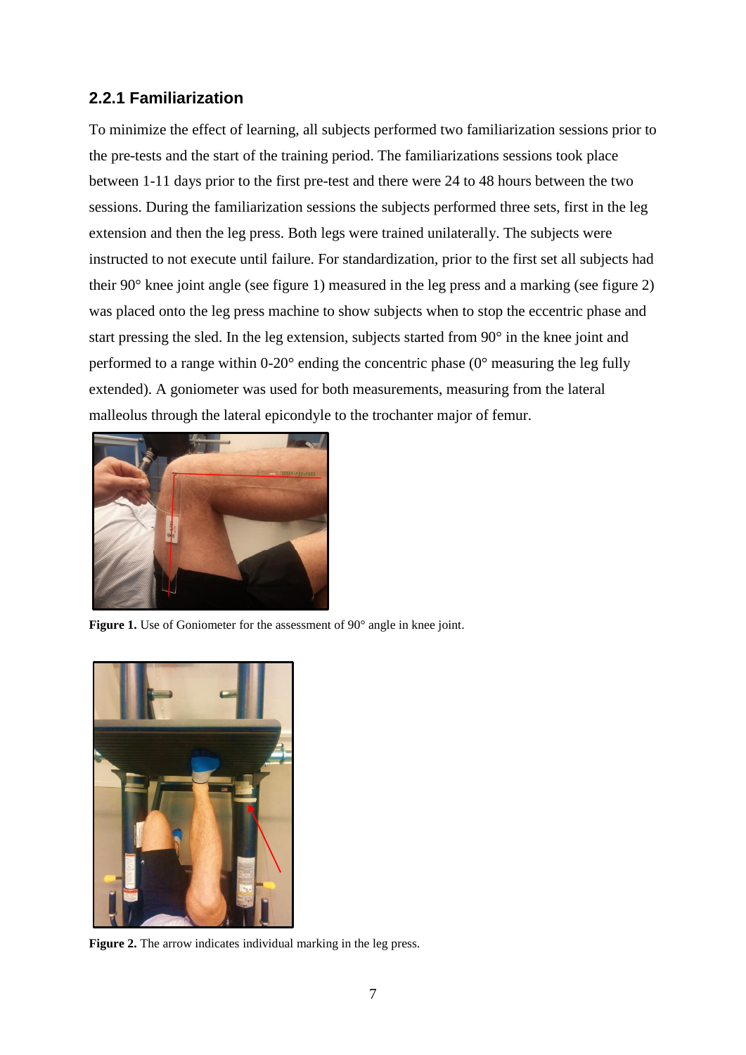### 2.2.1 Familiarization

To minimize the effect of learning, all subjects performed two familiarization sessions prior to the pre-tests and the start of the training period. The familiarizations sessions took place between 1-11 days prior to the first pre-test and there were 24 to 48 hours between the two sessions. During the familiarization sessions the subjects performed three sets, first in the leg extension and then the leg press. Both legs were trained unilaterally. The subjects were instructed to not execute until failure. For standardization, prior to the first set all subjects had their 90° knee joint angle (see figure 1) measured in the leg press and a marking (see figure 2) was placed onto the leg press machine to show subjects when to stop the eccentric phase and start pressing the sled. In the leg extension, subjects started from 90° in the knee joint and performed to a range within 0-20° ending the concentric phase (0° measuring the leg fully extended). A goniometer was used for both measurements, measuring from the lateral malleolus through the lateral epicondyle to the trochanter major of femur.

**Figure 1.** Use of Goniometer for the assessment of 90° angle in knee joint.

**Figure 2.** The arrow indicates individual marking in the leg press.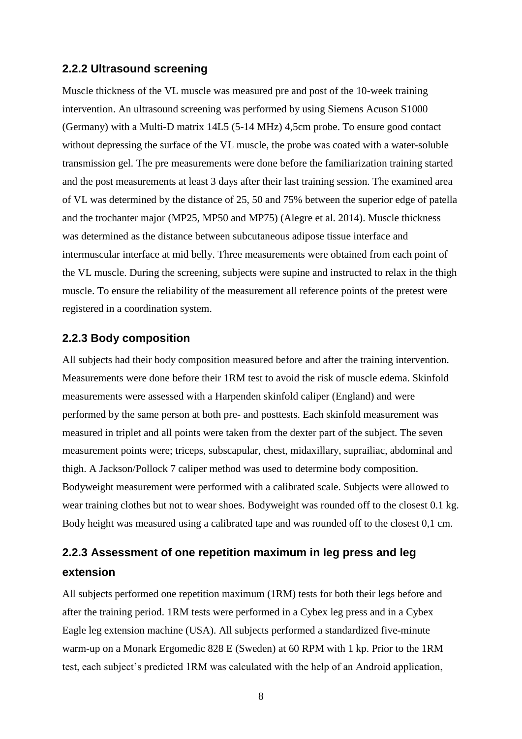### 2.2.2 Ultrasound screening

Muscle thickness of the VL muscle was measured pre and post of the 10-week training intervention. An ultrasound screening was performed by using Siemens Acuson S1000 (Germany) with a Multi-D matrix 14L5 (5-14 MHz) 4,5cm probe. To ensure good contact without depressing the surface of the VL muscle, the probe was coated with a water-soluble transmission gel. The pre measurements were done before the familiarization training started and the post measurements at least 3 days after their last training session. The examined area of VL was determined by the distance of 25, 50 and 75% between the superior edge of patella and the trochanter major (MP25, MP50 and MP75) (Alegre et al. 2014). Muscle thickness was determined as the distance between subcutaneous adipose tissue interface and intermuscular interface at mid belly. Three measurements were obtained from each point of the VL muscle. During the screening, subjects were supine and instructed to relax in the thigh muscle. To ensure the reliability of the measurement all reference points of the pretest were registered in a coordination system.

### 2.2.3 Body composition

All subjects had their body composition measured before and after the training intervention. Measurements were done before their 1RM test to avoid the risk of muscle edema. Skinfold measurements were assessed with a Harpenden skinfold caliper (England) and were performed by the same person at both pre- and posttests. Each skinfold measurement was measured in triplet and all points were taken from the dexter part of the subject. The seven measurement points were; triceps, subscapular, chest, midaxillary, suprailiac, abdominal and thigh. A Jackson/Pollock 7 caliper method was used to determine body composition. Bodyweight measurement were performed with a calibrated scale. Subjects were allowed to wear training clothes but not to wear shoes. Bodyweight was rounded off to the closest 0.1 kg. Body height was measured using a calibrated tape and was rounded off to the closest 0,1 cm.

### 2.2.3 Assessment of one repetition maximum in leg press and leg extension

All subjects performed one repetition maximum (1RM) tests for both their legs before and after the training period. 1RM tests were performed in a Cybex leg press and in a Cybex Eagle leg extension machine (USA). All subjects performed a standardized five-minute warm-up on a Monark Ergomedic 828 E (Sweden) at 60 RPM with 1 kp. Prior to the 1RM test, each subject's predicted 1RM was calculated with the help of an Android application,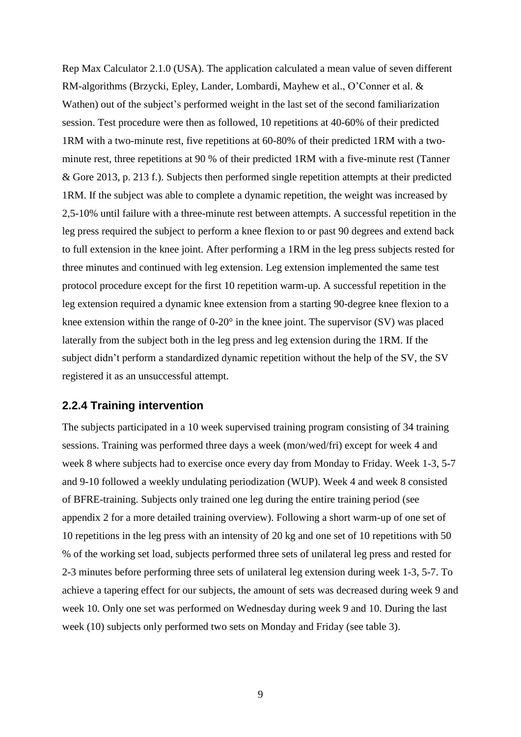Rep Max Calculator 2.1.0 (USA). The application calculated a mean value of seven different RM-algorithms (Brzycki, Epley, Lander, Lombardi, Mayhew et al., O'Conner et al. & Wathen) out of the subject's performed weight in the last set of the second familiarization session. Test procedure were then as followed, 10 repetitions at 40-60% of their predicted 1RM with a two-minute rest, five repetitions at 60-80% of their predicted 1RM with a two-minute rest, three repetitions at 90 % of their predicted 1RM with a five-minute rest (Tanner & Gore 2013, p. 213 f.). Subjects then performed single repetition attempts at their predicted 1RM. If the subject was able to complete a dynamic repetition, the weight was increased by 2,5-10% until failure with a three-minute rest between attempts. A successful repetition in the leg press required the subject to perform a knee flexion to or past 90 degrees and extend back to full extension in the knee joint. After performing a 1RM in the leg press subjects rested for three minutes and continued with leg extension. Leg extension implemented the same test protocol procedure except for the first 10 repetition warm-up. A successful repetition in the leg extension required a dynamic knee extension from a starting 90-degree knee flexion to a knee extension within the range of 0-20° in the knee joint. The supervisor (SV) was placed laterally from the subject both in the leg press and leg extension during the 1RM. If the subject didn't perform a standardized dynamic repetition without the help of the SV, the SV registered it as an unsuccessful attempt.

### 2.2.4 Training intervention

The subjects participated in a 10 week supervised training program consisting of 34 training sessions. Training was performed three days a week (mon/wed/fri) except for week 4 and week 8 where subjects had to exercise once every day from Monday to Friday. Week 1-3, 5-7 and 9-10 followed a weekly undulating periodization (WUP). Week 4 and week 8 consisted of BFRE-training. Subjects only trained one leg during the entire training period (see appendix 2 for a more detailed training overview). Following a short warm-up of one set of 10 repetitions in the leg press with an intensity of 20 kg and one set of 10 repetitions with 50 % of the working set load, subjects performed three sets of unilateral leg press and rested for 2-3 minutes before performing three sets of unilateral leg extension during week 1-3, 5-7. To achieve a tapering effect for our subjects, the amount of sets was decreased during week 9 and week 10. Only one set was performed on Wednesday during week 9 and 10. During the last week (10) subjects only performed two sets on Monday and Friday (see table 3).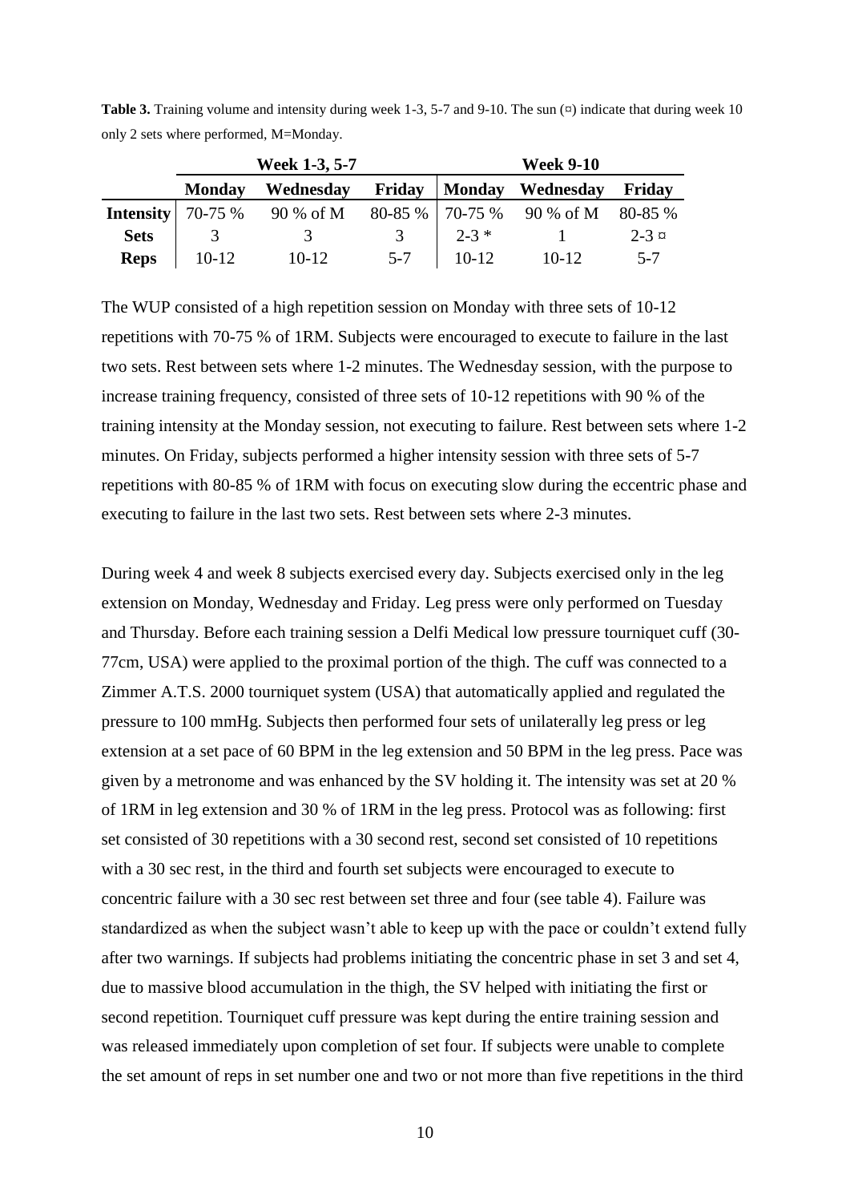**Table 3.** Training volume and intensity during week 1-3, 5-7 and 9-10. The sun (¤) indicate that during week 10 only 2 sets where performed, M=Monday.

| | Week 1-3, 5-7 | | | Week 9-10 | | |
|---|---|---|---|---|---|---|
| | **Monday** | **Wednesday** | **Friday** | **Monday** | **Wednesday** | **Friday** |
| **Intensity** | 70-75 % | 90 % of M | 80-85 % | 70-75 % | 90 % of M | 80-85 % |
| **Sets** | 3 | 3 | 3 | 2-3 * | 1 | 2-3 ¤ |
| **Reps** | 10-12 | 10-12 | 5-7 | 10-12 | 10-12 | 5-7 |

The WUP consisted of a high repetition session on Monday with three sets of 10-12 repetitions with 70-75 % of 1RM. Subjects were encouraged to execute to failure in the last two sets. Rest between sets where 1-2 minutes. The Wednesday session, with the purpose to increase training frequency, consisted of three sets of 10-12 repetitions with 90 % of the training intensity at the Monday session, not executing to failure. Rest between sets where 1-2 minutes. On Friday, subjects performed a higher intensity session with three sets of 5-7 repetitions with 80-85 % of 1RM with focus on executing slow during the eccentric phase and executing to failure in the last two sets. Rest between sets where 2-3 minutes.

During week 4 and week 8 subjects exercised every day. Subjects exercised only in the leg extension on Monday, Wednesday and Friday. Leg press were only performed on Tuesday and Thursday. Before each training session a Delfi Medical low pressure tourniquet cuff (30-77cm, USA) were applied to the proximal portion of the thigh. The cuff was connected to a Zimmer A.T.S. 2000 tourniquet system (USA) that automatically applied and regulated the pressure to 100 mmHg. Subjects then performed four sets of unilaterally leg press or leg extension at a set pace of 60 BPM in the leg extension and 50 BPM in the leg press. Pace was given by a metronome and was enhanced by the SV holding it. The intensity was set at 20 % of 1RM in leg extension and 30 % of 1RM in the leg press. Protocol was as following: first set consisted of 30 repetitions with a 30 second rest, second set consisted of 10 repetitions with a 30 sec rest, in the third and fourth set subjects were encouraged to execute to concentric failure with a 30 sec rest between set three and four (see table 4). Failure was standardized as when the subject wasn't able to keep up with the pace or couldn't extend fully after two warnings. If subjects had problems initiating the concentric phase in set 3 and set 4, due to massive blood accumulation in the thigh, the SV helped with initiating the first or second repetition. Tourniquet cuff pressure was kept during the entire training session and was released immediately upon completion of set four. If subjects were unable to complete the set amount of reps in set number one and two or not more than five repetitions in the third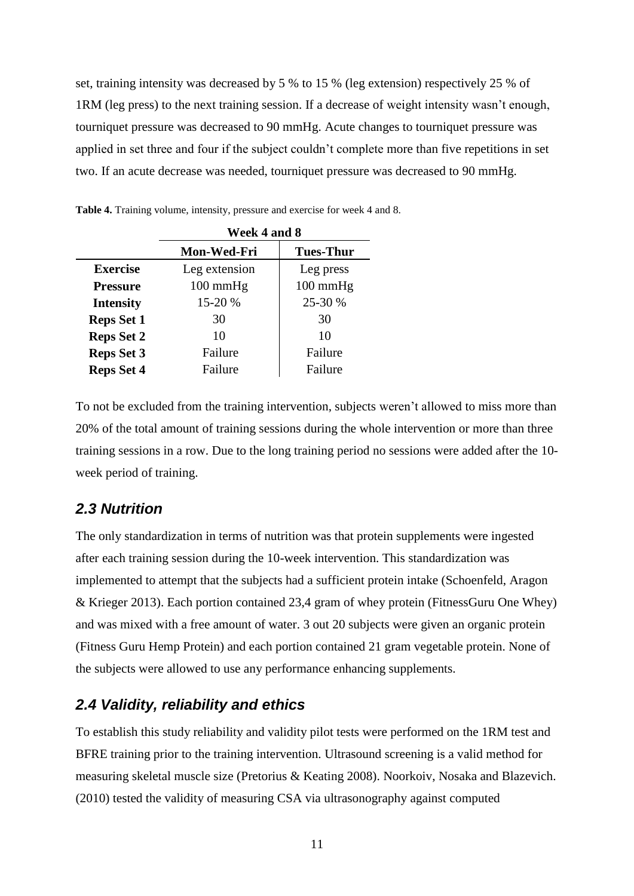set, training intensity was decreased by 5 % to 15 % (leg extension) respectively 25 % of 1RM (leg press) to the next training session. If a decrease of weight intensity wasn't enough, tourniquet pressure was decreased to 90 mmHg. Acute changes to tourniquet pressure was applied in set three and four if the subject couldn't complete more than five repetitions in set two. If an acute decrease was needed, tourniquet pressure was decreased to 90 mmHg.

**Table 4.** Training volume, intensity, pressure and exercise for week 4 and 8.

| | **Week 4 and 8** | |
|---|---|---|
| | **Mon-Wed-Fri** | **Tues-Thur** |
| **Exercise** | Leg extension | Leg press |
| **Pressure** | 100 mmHg | 100 mmHg |
| **Intensity** | 15-20 % | 25-30 % |
| **Reps Set 1** | 30 | 30 |
| **Reps Set 2** | 10 | 10 |
| **Reps Set 3** | Failure | Failure |
| **Reps Set 4** | Failure | Failure |

To not be excluded from the training intervention, subjects weren't allowed to miss more than 20% of the total amount of training sessions during the whole intervention or more than three training sessions in a row. Due to the long training period no sessions were added after the 10-week period of training.

## *2.3 Nutrition*

The only standardization in terms of nutrition was that protein supplements were ingested after each training session during the 10-week intervention. This standardization was implemented to attempt that the subjects had a sufficient protein intake (Schoenfeld, Aragon & Krieger 2013). Each portion contained 23,4 gram of whey protein (FitnessGuru One Whey) and was mixed with a free amount of water. 3 out 20 subjects were given an organic protein (Fitness Guru Hemp Protein) and each portion contained 21 gram vegetable protein. None of the subjects were allowed to use any performance enhancing supplements.

## *2.4 Validity, reliability and ethics*

To establish this study reliability and validity pilot tests were performed on the 1RM test and BFRE training prior to the training intervention. Ultrasound screening is a valid method for measuring skeletal muscle size (Pretorius & Keating 2008). Noorkoiv, Nosaka and Blazevich. (2010) tested the validity of measuring CSA via ultrasonography against computed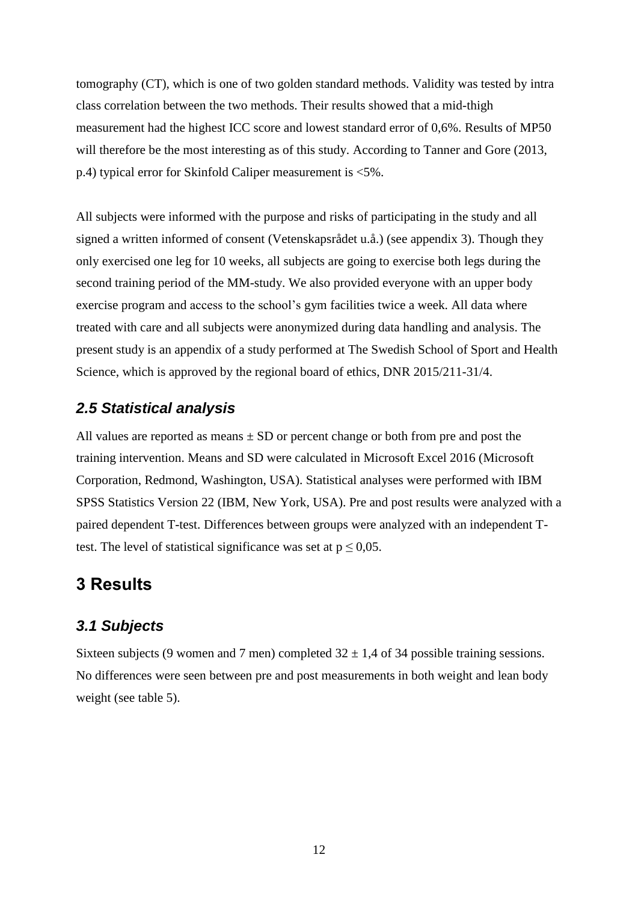tomography (CT), which is one of two golden standard methods. Validity was tested by intra class correlation between the two methods. Their results showed that a mid-thigh measurement had the highest ICC score and lowest standard error of 0,6%. Results of MP50 will therefore be the most interesting as of this study. According to Tanner and Gore (2013, p.4) typical error for Skinfold Caliper measurement is <5%.

All subjects were informed with the purpose and risks of participating in the study and all signed a written informed of consent (Vetenskapsrådet u.å.) (see appendix 3). Though they only exercised one leg for 10 weeks, all subjects are going to exercise both legs during the second training period of the MM-study. We also provided everyone with an upper body exercise program and access to the school's gym facilities twice a week. All data where treated with care and all subjects were anonymized during data handling and analysis. The present study is an appendix of a study performed at The Swedish School of Sport and Health Science, which is approved by the regional board of ethics, DNR 2015/211-31/4.

### *2.5 Statistical analysis*

All values are reported as means ± SD or percent change or both from pre and post the training intervention. Means and SD were calculated in Microsoft Excel 2016 (Microsoft Corporation, Redmond, Washington, USA). Statistical analyses were performed with IBM SPSS Statistics Version 22 (IBM, New York, USA). Pre and post results were analyzed with a paired dependent T-test. Differences between groups were analyzed with an independent T-test. The level of statistical significance was set at $p \leq 0{,}05$.

## 3 Results

### *3.1 Subjects*

Sixteen subjects (9 women and 7 men) completed 32 ± 1,4 of 34 possible training sessions. No differences were seen between pre and post measurements in both weight and lean body weight (see table 5).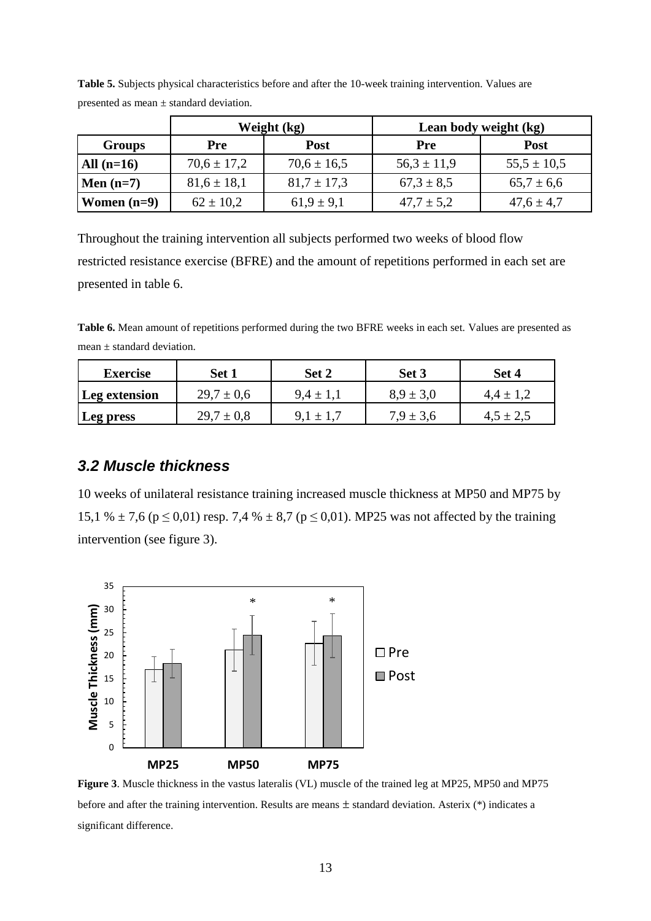**Table 5.** Subjects physical characteristics before and after the 10-week training intervention. Values are presented as mean ± standard deviation.

| | Weight (kg) | | Lean body weight (kg) | |
|---|---|---|---|---|
| **Groups** | **Pre** | **Post** | **Pre** | **Post** |
| **All (n=16)** | 70,6 ± 17,2 | 70,6 ± 16,5 | 56,3 ± 11,9 | 55,5 ± 10,5 |
| **Men (n=7)** | 81,6 ± 18,1 | 81,7 ± 17,3 | 67,3 ± 8,5 | 65,7 ± 6,6 |
| **Women (n=9)** | 62 ± 10,2 | 61,9 ± 9,1 | 47,7 ± 5,2 | 47,6 ± 4,7 |

Throughout the training intervention all subjects performed two weeks of blood flow restricted resistance exercise (BFRE) and the amount of repetitions performed in each set are presented in table 6.

**Table 6.** Mean amount of repetitions performed during the two BFRE weeks in each set. Values are presented as mean ± standard deviation.

| Exercise | Set 1 | Set 2 | Set 3 | Set 4 |
|---|---|---|---|---|
| **Leg extension** | 29,7 ± 0,6 | 9,4 ± 1,1 | 8,9 ± 3,0 | 4,4 ± 1,2 |
| **Leg press** | 29,7 ± 0,8 | 9,1 ± 1,7 | 7,9 ± 3,6 | 4,5 ± 2,5 |

### *3.2 Muscle thickness*

10 weeks of unilateral resistance training increased muscle thickness at MP50 and MP75 by 15,1 % ± 7,6 ($p \leq 0{,}01$) resp. 7,4 % ± 8,7 ($p \leq 0{,}01$). MP25 was not affected by the training intervention (see figure 3).

**Figure 3**. Muscle thickness in the vastus lateralis (VL) muscle of the trained leg at MP25, MP50 and MP75 before and after the training intervention. Results are means ± standard deviation. Asterix (*) indicates a significant difference.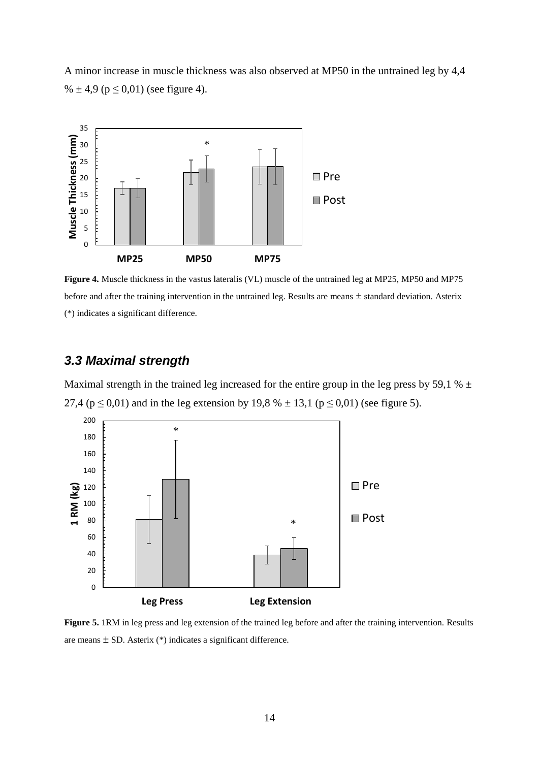A minor increase in muscle thickness was also observed at MP50 in the untrained leg by 4,4 % ± 4,9 ($p \leq 0{,}01$) (see figure 4).

**Figure 4.** Muscle thickness in the vastus lateralis (VL) muscle of the untrained leg at MP25, MP50 and MP75 before and after the training intervention in the untrained leg. Results are means ± standard deviation. Asterix (*) indicates a significant difference.

### *3.3 Maximal strength*

Maximal strength in the trained leg increased for the entire group in the leg press by 59,1 % ± 27,4 ($p \leq 0{,}01$) and in the leg extension by 19,8 % ± 13,1 ($p \leq 0{,}01$) (see figure 5).

**Figure 5.** 1RM in leg press and leg extension of the trained leg before and after the training intervention. Results are means ± SD. Asterix (*) indicates a significant difference.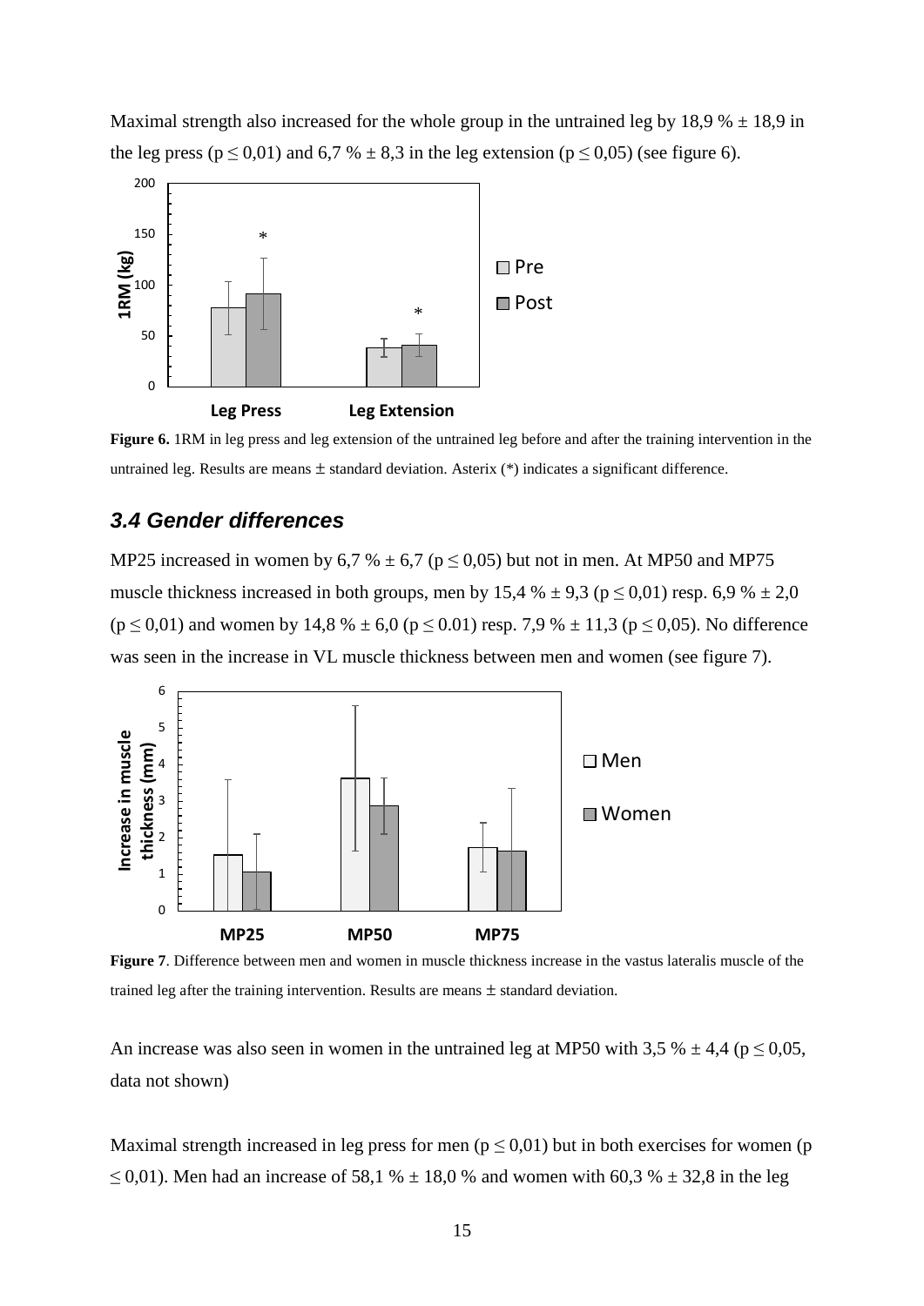Maximal strength also increased for the whole group in the untrained leg by 18,9 % ± 18,9 in the leg press ($p \leq 0{,}01$) and 6,7 % ± 8,3 in the leg extension ($p \leq 0{,}05$) (see figure 6).

**Figure 6.** 1RM in leg press and leg extension of the untrained leg before and after the training intervention in the untrained leg. Results are means ± standard deviation. Asterix (*) indicates a significant difference.

### *3.4 Gender differences*

MP25 increased in women by 6,7 % ± 6,7 ($p \leq 0{,}05$) but not in men. At MP50 and MP75 muscle thickness increased in both groups, men by 15,4 % ± 9,3 ($p \leq 0{,}01$) resp. 6,9 % ± 2,0 ($p \leq 0{,}01$) and women by 14,8 % ± 6,0 ($p \leq 0.01$) resp. 7,9 % ± 11,3 ($p \leq 0{,}05$). No difference was seen in the increase in VL muscle thickness between men and women (see figure 7).

**Figure 7**. Difference between men and women in muscle thickness increase in the vastus lateralis muscle of the trained leg after the training intervention. Results are means ± standard deviation.

An increase was also seen in women in the untrained leg at MP50 with 3,5 % ± 4,4 ($p \leq 0{,}05$, data not shown)

Maximal strength increased in leg press for men ($p \leq 0{,}01$) but in both exercises for women ($p \leq 0{,}01$). Men had an increase of 58,1 % ± 18,0 % and women with 60,3 % ± 32,8 in the leg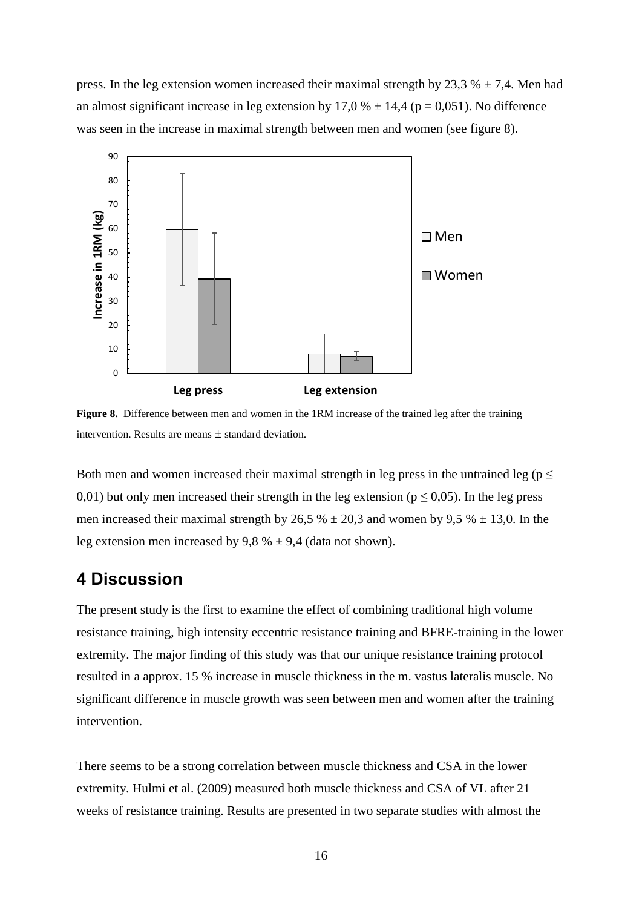press. In the leg extension women increased their maximal strength by 23,3 % ± 7,4. Men had an almost significant increase in leg extension by 17,0 % ± 14,4 ($p = 0,051$). No difference was seen in the increase in maximal strength between men and women (see figure 8).

**Figure 8.** Difference between men and women in the 1RM increase of the trained leg after the training intervention. Results are means ± standard deviation.

Both men and women increased their maximal strength in leg press in the untrained leg ($p \leq 0,01$) but only men increased their strength in the leg extension ($p \leq 0,05$). In the leg press men increased their maximal strength by 26,5 % ± 20,3 and women by 9,5 % ± 13,0. In the leg extension men increased by 9,8 % ± 9,4 (data not shown).

# 4 Discussion

The present study is the first to examine the effect of combining traditional high volume resistance training, high intensity eccentric resistance training and BFRE-training in the lower extremity. The major finding of this study was that our unique resistance training protocol resulted in a approx. 15 % increase in muscle thickness in the m. vastus lateralis muscle. No significant difference in muscle growth was seen between men and women after the training intervention.

There seems to be a strong correlation between muscle thickness and CSA in the lower extremity. Hulmi et al. (2009) measured both muscle thickness and CSA of VL after 21 weeks of resistance training. Results are presented in two separate studies with almost the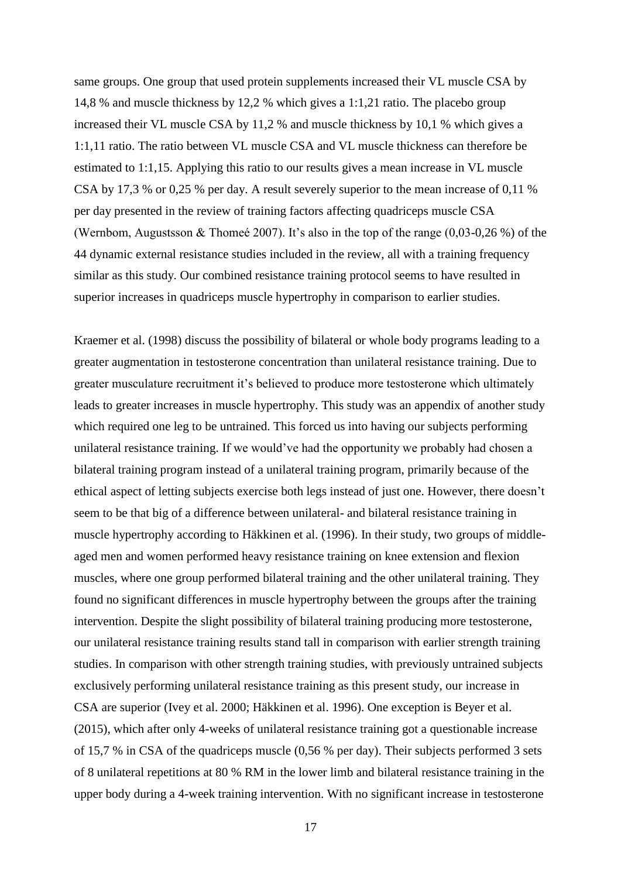same groups. One group that used protein supplements increased their VL muscle CSA by 14,8 % and muscle thickness by 12,2 % which gives a 1:1,21 ratio. The placebo group increased their VL muscle CSA by 11,2 % and muscle thickness by 10,1 % which gives a 1:1,11 ratio. The ratio between VL muscle CSA and VL muscle thickness can therefore be estimated to 1:1,15. Applying this ratio to our results gives a mean increase in VL muscle CSA by 17,3 % or 0,25 % per day. A result severely superior to the mean increase of 0,11 % per day presented in the review of training factors affecting quadriceps muscle CSA (Wernbom, Augustsson & Thomeé 2007). It's also in the top of the range (0,03-0,26 %) of the 44 dynamic external resistance studies included in the review, all with a training frequency similar as this study. Our combined resistance training protocol seems to have resulted in superior increases in quadriceps muscle hypertrophy in comparison to earlier studies.

Kraemer et al. (1998) discuss the possibility of bilateral or whole body programs leading to a greater augmentation in testosterone concentration than unilateral resistance training. Due to greater musculature recruitment it's believed to produce more testosterone which ultimately leads to greater increases in muscle hypertrophy. This study was an appendix of another study which required one leg to be untrained. This forced us into having our subjects performing unilateral resistance training. If we would've had the opportunity we probably had chosen a bilateral training program instead of a unilateral training program, primarily because of the ethical aspect of letting subjects exercise both legs instead of just one. However, there doesn't seem to be that big of a difference between unilateral- and bilateral resistance training in muscle hypertrophy according to Häkkinen et al. (1996). In their study, two groups of middle-aged men and women performed heavy resistance training on knee extension and flexion muscles, where one group performed bilateral training and the other unilateral training. They found no significant differences in muscle hypertrophy between the groups after the training intervention. Despite the slight possibility of bilateral training producing more testosterone, our unilateral resistance training results stand tall in comparison with earlier strength training studies. In comparison with other strength training studies, with previously untrained subjects exclusively performing unilateral resistance training as this present study, our increase in CSA are superior (Ivey et al. 2000; Häkkinen et al. 1996). One exception is Beyer et al. (2015), which after only 4-weeks of unilateral resistance training got a questionable increase of 15,7 % in CSA of the quadriceps muscle (0,56 % per day). Their subjects performed 3 sets of 8 unilateral repetitions at 80 % RM in the lower limb and bilateral resistance training in the upper body during a 4-week training intervention. With no significant increase in testosterone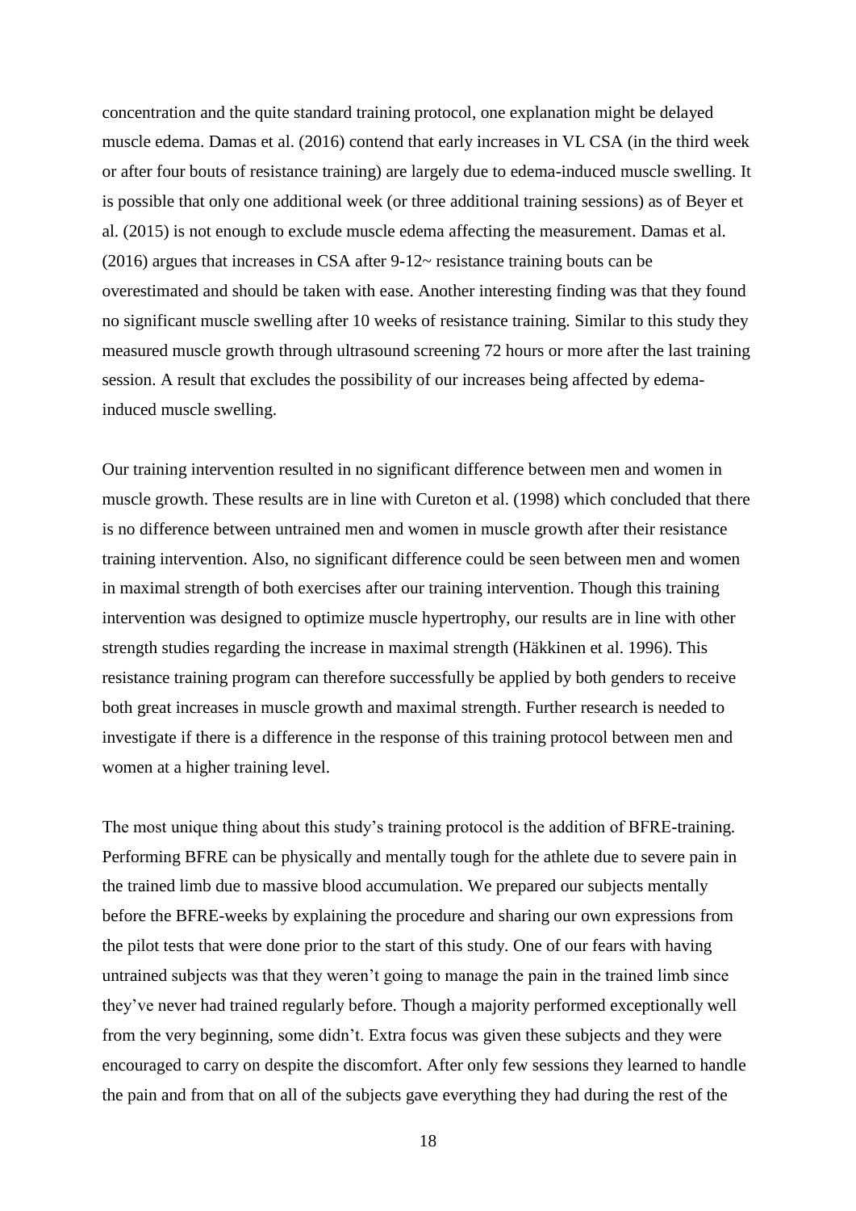concentration and the quite standard training protocol, one explanation might be delayed muscle edema. Damas et al. (2016) contend that early increases in VL CSA (in the third week or after four bouts of resistance training) are largely due to edema-induced muscle swelling. It is possible that only one additional week (or three additional training sessions) as of Beyer et al. (2015) is not enough to exclude muscle edema affecting the measurement. Damas et al. (2016) argues that increases in CSA after 9-12~ resistance training bouts can be overestimated and should be taken with ease. Another interesting finding was that they found no significant muscle swelling after 10 weeks of resistance training. Similar to this study they measured muscle growth through ultrasound screening 72 hours or more after the last training session. A result that excludes the possibility of our increases being affected by edema-induced muscle swelling.

Our training intervention resulted in no significant difference between men and women in muscle growth. These results are in line with Cureton et al. (1998) which concluded that there is no difference between untrained men and women in muscle growth after their resistance training intervention. Also, no significant difference could be seen between men and women in maximal strength of both exercises after our training intervention. Though this training intervention was designed to optimize muscle hypertrophy, our results are in line with other strength studies regarding the increase in maximal strength (Häkkinen et al. 1996). This resistance training program can therefore successfully be applied by both genders to receive both great increases in muscle growth and maximal strength. Further research is needed to investigate if there is a difference in the response of this training protocol between men and women at a higher training level.

The most unique thing about this study's training protocol is the addition of BFRE-training. Performing BFRE can be physically and mentally tough for the athlete due to severe pain in the trained limb due to massive blood accumulation. We prepared our subjects mentally before the BFRE-weeks by explaining the procedure and sharing our own expressions from the pilot tests that were done prior to the start of this study. One of our fears with having untrained subjects was that they weren't going to manage the pain in the trained limb since they've never had trained regularly before. Though a majority performed exceptionally well from the very beginning, some didn't. Extra focus was given these subjects and they were encouraged to carry on despite the discomfort. After only few sessions they learned to handle the pain and from that on all of the subjects gave everything they had during the rest of the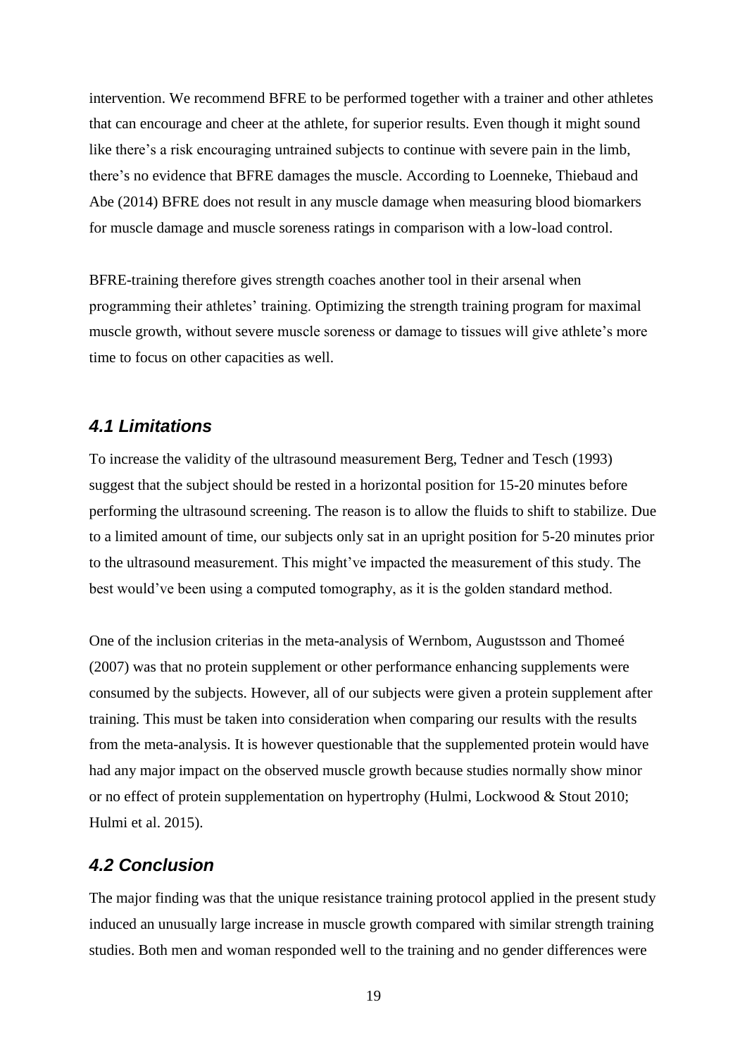intervention. We recommend BFRE to be performed together with a trainer and other athletes that can encourage and cheer at the athlete, for superior results. Even though it might sound like there's a risk encouraging untrained subjects to continue with severe pain in the limb, there's no evidence that BFRE damages the muscle. According to Loenneke, Thiebaud and Abe (2014) BFRE does not result in any muscle damage when measuring blood biomarkers for muscle damage and muscle soreness ratings in comparison with a low-load control.

BFRE-training therefore gives strength coaches another tool in their arsenal when programming their athletes' training. Optimizing the strength training program for maximal muscle growth, without severe muscle soreness or damage to tissues will give athlete's more time to focus on other capacities as well.

## *4.1 Limitations*

To increase the validity of the ultrasound measurement Berg, Tedner and Tesch (1993) suggest that the subject should be rested in a horizontal position for 15-20 minutes before performing the ultrasound screening. The reason is to allow the fluids to shift to stabilize. Due to a limited amount of time, our subjects only sat in an upright position for 5-20 minutes prior to the ultrasound measurement. This might've impacted the measurement of this study. The best would've been using a computed tomography, as it is the golden standard method.

One of the inclusion criterias in the meta-analysis of Wernbom, Augustsson and Thomeé (2007) was that no protein supplement or other performance enhancing supplements were consumed by the subjects. However, all of our subjects were given a protein supplement after training. This must be taken into consideration when comparing our results with the results from the meta-analysis. It is however questionable that the supplemented protein would have had any major impact on the observed muscle growth because studies normally show minor or no effect of protein supplementation on hypertrophy (Hulmi, Lockwood & Stout 2010; Hulmi et al. 2015).

## *4.2 Conclusion*

The major finding was that the unique resistance training protocol applied in the present study induced an unusually large increase in muscle growth compared with similar strength training studies. Both men and woman responded well to the training and no gender differences were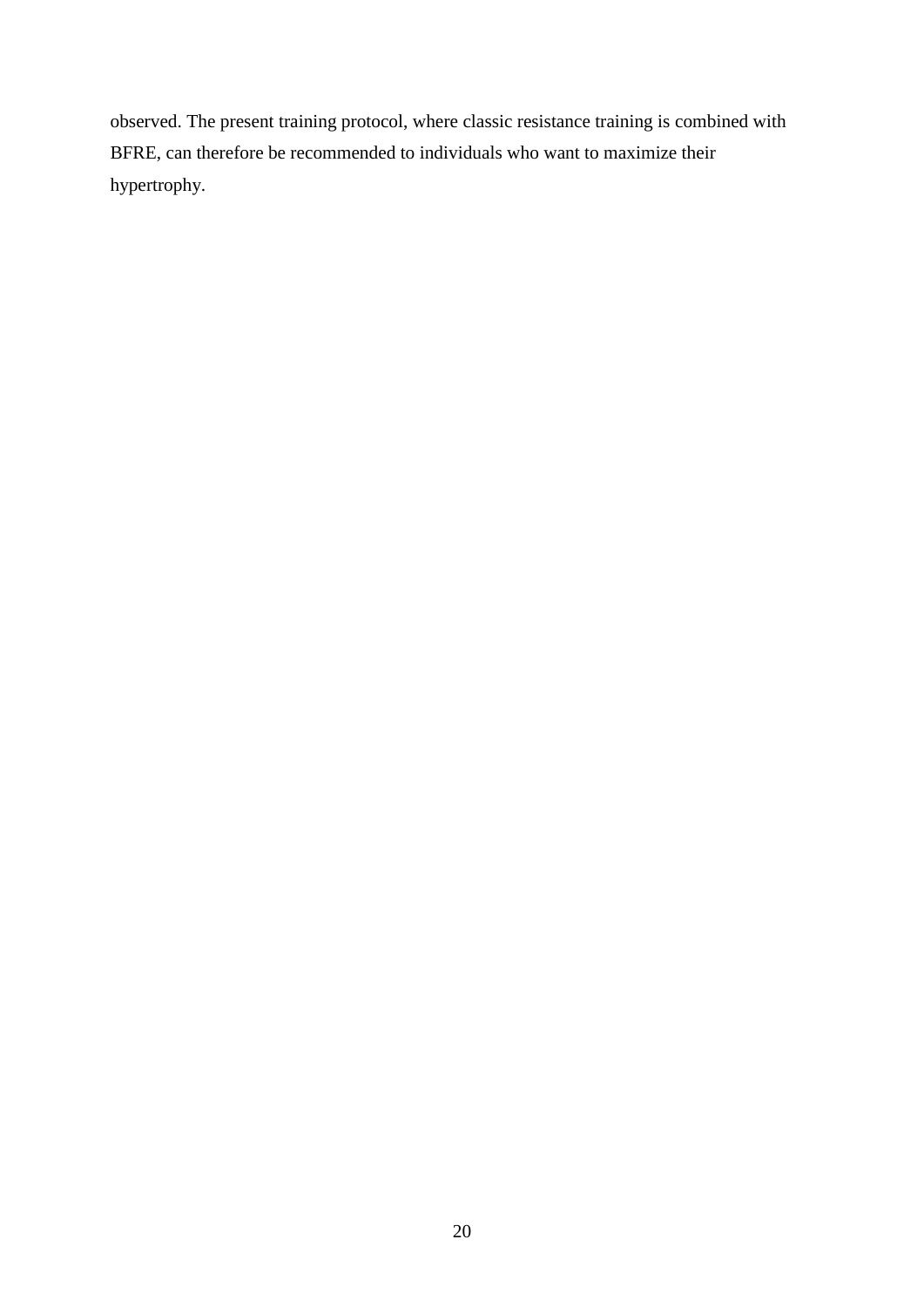observed. The present training protocol, where classic resistance training is combined with BFRE, can therefore be recommended to individuals who want to maximize their hypertrophy.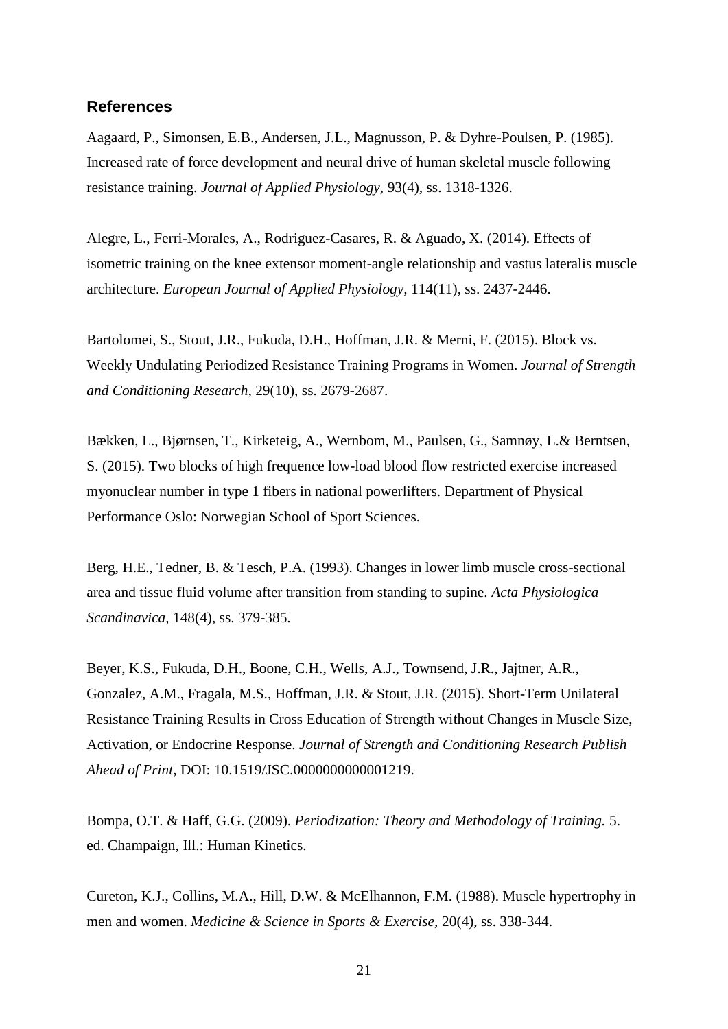## References

Aagaard, P., Simonsen, E.B., Andersen, J.L., Magnusson, P. & Dyhre-Poulsen, P. (1985). Increased rate of force development and neural drive of human skeletal muscle following resistance training. *Journal of Applied Physiology,* 93(4), ss. 1318-1326.

Alegre, L., Ferri-Morales, A., Rodriguez-Casares, R. & Aguado, X. (2014). Effects of isometric training on the knee extensor moment-angle relationship and vastus lateralis muscle architecture. *European Journal of Applied Physiology,* 114(11), ss. 2437-2446.

Bartolomei, S., Stout, J.R., Fukuda, D.H., Hoffman, J.R. & Merni, F. (2015). Block vs. Weekly Undulating Periodized Resistance Training Programs in Women. *Journal of Strength and Conditioning Research,* 29(10), ss. 2679-2687.

Bækken, L., Bjørnsen, T., Kirketeig, A., Wernbom, M., Paulsen, G., Samnøy, L.& Berntsen, S. (2015). Two blocks of high frequence low-load blood flow restricted exercise increased myonuclear number in type 1 fibers in national powerlifters. Department of Physical Performance Oslo: Norwegian School of Sport Sciences.

Berg, H.E., Tedner, B. & Tesch, P.A. (1993). Changes in lower limb muscle cross-sectional area and tissue fluid volume after transition from standing to supine. *Acta Physiologica Scandinavica,* 148(4), ss. 379-385.

Beyer, K.S., Fukuda, D.H., Boone, C.H., Wells, A.J., Townsend, J.R., Jajtner, A.R., Gonzalez, A.M., Fragala, M.S., Hoffman, J.R. & Stout, J.R. (2015). Short-Term Unilateral Resistance Training Results in Cross Education of Strength without Changes in Muscle Size, Activation, or Endocrine Response. *Journal of Strength and Conditioning Research Publish Ahead of Print,* DOI: 10.1519/JSC.0000000000001219.

Bompa, O.T. & Haff, G.G. (2009). *Periodization: Theory and Methodology of Training.* 5. ed. Champaign, Ill.: Human Kinetics.

Cureton, K.J., Collins, M.A., Hill, D.W. & McElhannon, F.M. (1988). Muscle hypertrophy in men and women. *Medicine & Science in Sports & Exercise,* 20(4), ss. 338-344.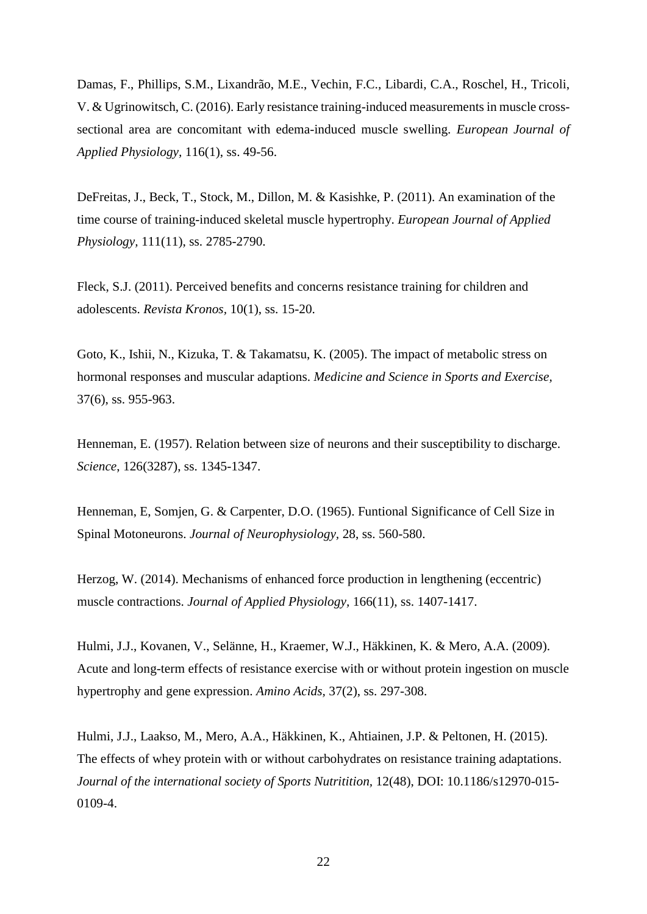Damas, F., Phillips, S.M., Lixandrão, M.E., Vechin, F.C., Libardi, C.A., Roschel, H., Tricoli, V. & Ugrinowitsch, C. (2016). Early resistance training-induced measurements in muscle cross-sectional area are concomitant with edema-induced muscle swelling. *European Journal of Applied Physiology,* 116(1), ss. 49-56.

DeFreitas, J., Beck, T., Stock, M., Dillon, M. & Kasishke, P. (2011). An examination of the time course of training-induced skeletal muscle hypertrophy. *European Journal of Applied Physiology*, 111(11), ss. 2785-2790.

Fleck, S.J. (2011). Perceived benefits and concerns resistance training for children and adolescents. *Revista Kronos*, 10(1), ss. 15-20.

Goto, K., Ishii, N., Kizuka, T. & Takamatsu, K. (2005). The impact of metabolic stress on hormonal responses and muscular adaptions. *Medicine and Science in Sports and Exercise,* 37(6), ss. 955-963.

Henneman, E. (1957). Relation between size of neurons and their susceptibility to discharge. *Science*, 126(3287), ss. 1345-1347.

Henneman, E, Somjen, G. & Carpenter, D.O. (1965). Funtional Significance of Cell Size in Spinal Motoneurons. *Journal of Neurophysiology,* 28, ss. 560-580.

Herzog, W. (2014). Mechanisms of enhanced force production in lengthening (eccentric) muscle contractions. *Journal of Applied Physiology,* 166(11), ss. 1407-1417.

Hulmi, J.J., Kovanen, V., Selänne, H., Kraemer, W.J., Häkkinen, K. & Mero, A.A. (2009). Acute and long-term effects of resistance exercise with or without protein ingestion on muscle hypertrophy and gene expression. *Amino Acids*, 37(2), ss. 297-308.

Hulmi, J.J., Laakso, M., Mero, A.A., Häkkinen, K., Ahtiainen, J.P. & Peltonen, H. (2015). The effects of whey protein with or without carbohydrates on resistance training adaptations. *Journal of the international society of Sports Nutritition,* 12(48), DOI: 10.1186/s12970-015-0109-4.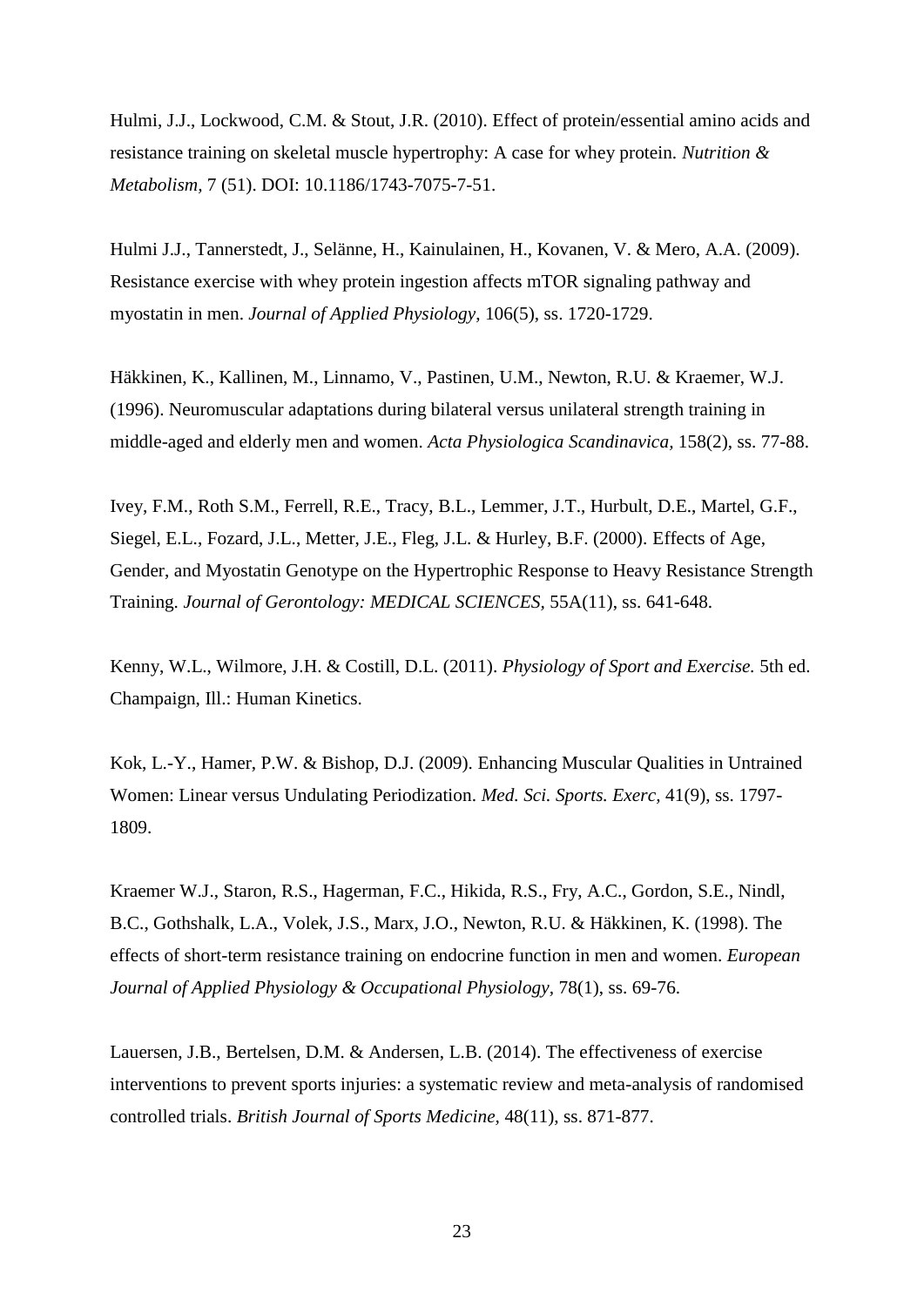Hulmi, J.J., Lockwood, C.M. & Stout, J.R. (2010). Effect of protein/essential amino acids and resistance training on skeletal muscle hypertrophy: A case for whey protein. *Nutrition & Metabolism*, 7 (51). DOI: 10.1186/1743-7075-7-51.

Hulmi J.J., Tannerstedt, J., Selänne, H., Kainulainen, H., Kovanen, V. & Mero, A.A. (2009). Resistance exercise with whey protein ingestion affects mTOR signaling pathway and myostatin in men. *Journal of Applied Physiology*, 106(5), ss. 1720-1729.

Häkkinen, K., Kallinen, M., Linnamo, V., Pastinen, U.M., Newton, R.U. & Kraemer, W.J. (1996). Neuromuscular adaptations during bilateral versus unilateral strength training in middle-aged and elderly men and women. *Acta Physiologica Scandinavica*, 158(2), ss. 77-88.

Ivey, F.M., Roth S.M., Ferrell, R.E., Tracy, B.L., Lemmer, J.T., Hurbult, D.E., Martel, G.F., Siegel, E.L., Fozard, J.L., Metter, J.E., Fleg, J.L. & Hurley, B.F. (2000). Effects of Age, Gender, and Myostatin Genotype on the Hypertrophic Response to Heavy Resistance Strength Training. *Journal of Gerontology: MEDICAL SCIENCES*, 55A(11), ss. 641-648.

Kenny, W.L., Wilmore, J.H. & Costill, D.L. (2011). *Physiology of Sport and Exercise.* 5th ed. Champaign, Ill.: Human Kinetics.

Kok, L.-Y., Hamer, P.W. & Bishop, D.J. (2009). Enhancing Muscular Qualities in Untrained Women: Linear versus Undulating Periodization. *Med. Sci. Sports. Exerc*, 41(9), ss. 1797-1809.

Kraemer W.J., Staron, R.S., Hagerman, F.C., Hikida, R.S., Fry, A.C., Gordon, S.E., Nindl, B.C., Gothshalk, L.A., Volek, J.S., Marx, J.O., Newton, R.U. & Häkkinen, K. (1998). The effects of short-term resistance training on endocrine function in men and women. *European Journal of Applied Physiology & Occupational Physiology*, 78(1), ss. 69-76.

Lauersen, J.B., Bertelsen, D.M. & Andersen, L.B. (2014). The effectiveness of exercise interventions to prevent sports injuries: a systematic review and meta-analysis of randomised controlled trials. *British Journal of Sports Medicine*, 48(11), ss. 871-877.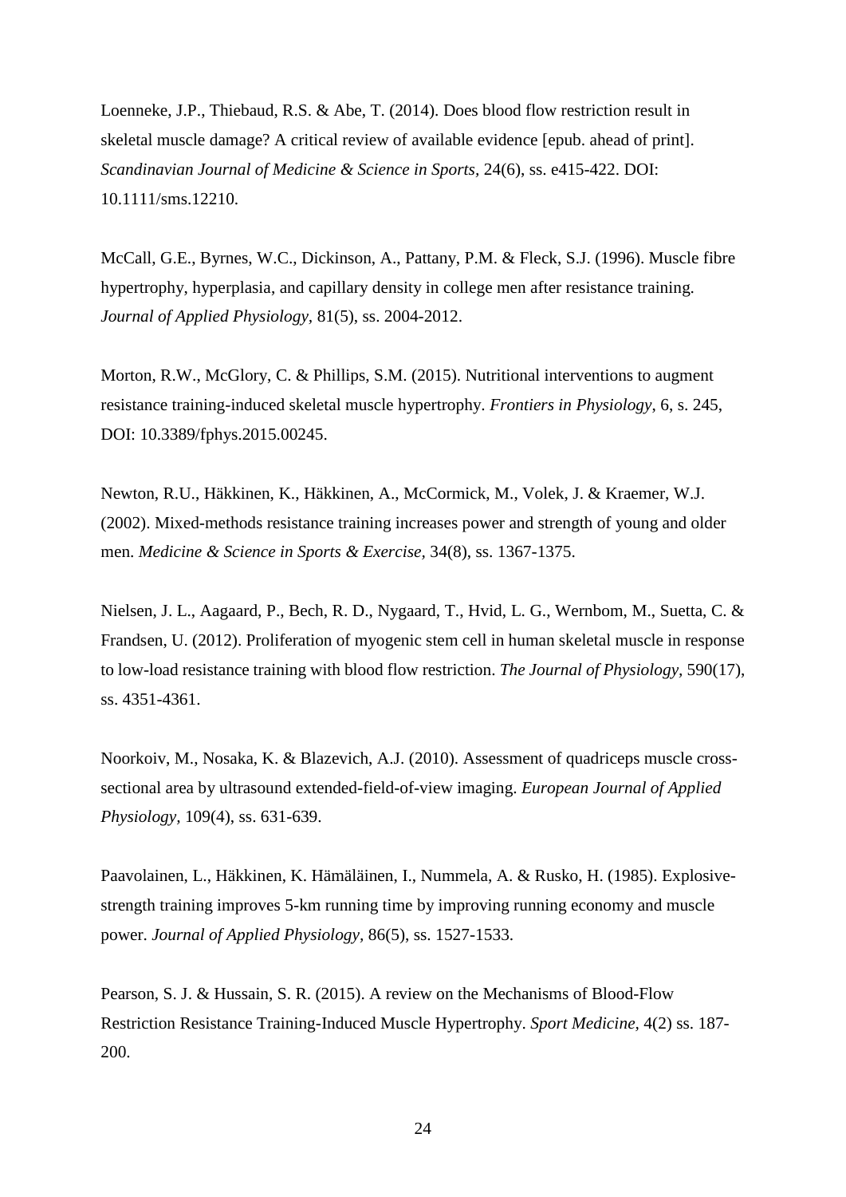Loenneke, J.P., Thiebaud, R.S. & Abe, T. (2014). Does blood flow restriction result in skeletal muscle damage? A critical review of available evidence [epub. ahead of print]. *Scandinavian Journal of Medicine & Science in Sports*, 24(6), ss. e415-422. DOI: 10.1111/sms.12210.

McCall, G.E., Byrnes, W.C., Dickinson, A., Pattany, P.M. & Fleck, S.J. (1996). Muscle fibre hypertrophy, hyperplasia, and capillary density in college men after resistance training. *Journal of Applied Physiology*, 81(5), ss. 2004-2012.

Morton, R.W., McGlory, C. & Phillips, S.M. (2015). Nutritional interventions to augment resistance training-induced skeletal muscle hypertrophy. *Frontiers in Physiology*, 6, s. 245, DOI: 10.3389/fphys.2015.00245.

Newton, R.U., Häkkinen, K., Häkkinen, A., McCormick, M., Volek, J. & Kraemer, W.J. (2002). Mixed-methods resistance training increases power and strength of young and older men. *Medicine & Science in Sports & Exercise*, 34(8), ss. 1367-1375.

Nielsen, J. L., Aagaard, P., Bech, R. D., Nygaard, T., Hvid, L. G., Wernbom, M., Suetta, C. & Frandsen, U. (2012). Proliferation of myogenic stem cell in human skeletal muscle in response to low-load resistance training with blood flow restriction. *The Journal of Physiology*, 590(17), ss. 4351-4361.

Noorkoiv, M., Nosaka, K. & Blazevich, A.J. (2010). Assessment of quadriceps muscle cross-sectional area by ultrasound extended-field-of-view imaging. *European Journal of Applied Physiology*, 109(4), ss. 631-639.

Paavolainen, L., Häkkinen, K. Hämäläinen, I., Nummela, A. & Rusko, H. (1985). Explosive-strength training improves 5-km running time by improving running economy and muscle power. *Journal of Applied Physiology*, 86(5), ss. 1527-1533.

Pearson, S. J. & Hussain, S. R. (2015). A review on the Mechanisms of Blood-Flow Restriction Resistance Training-Induced Muscle Hypertrophy. *Sport Medicine*, 4(2) ss. 187-200.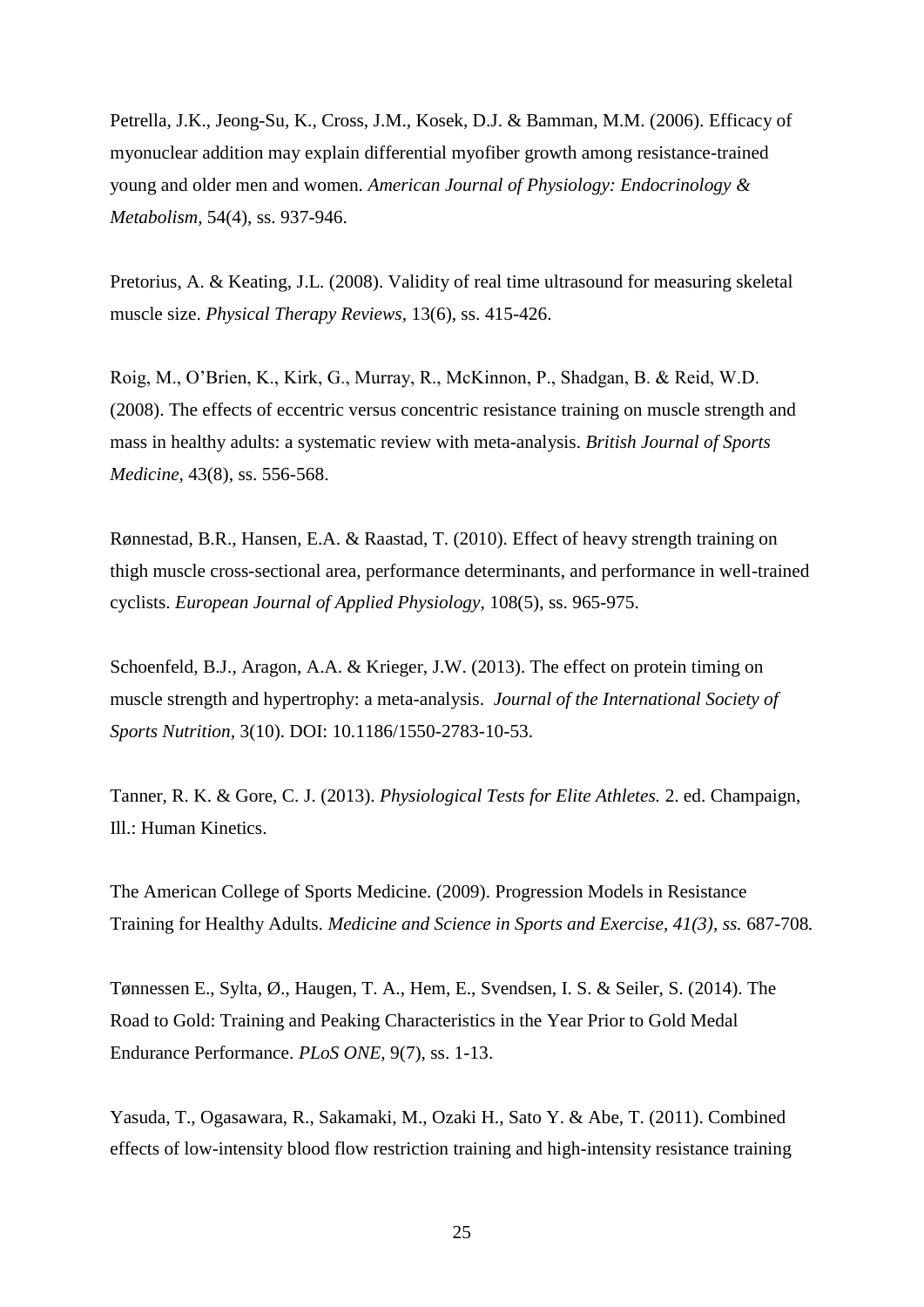Petrella, J.K., Jeong-Su, K., Cross, J.M., Kosek, D.J. & Bamman, M.M. (2006). Efficacy of myonuclear addition may explain differential myofiber growth among resistance-trained young and older men and women. *American Journal of Physiology: Endocrinology & Metabolism*, 54(4), ss. 937-946.

Pretorius, A. & Keating, J.L. (2008). Validity of real time ultrasound for measuring skeletal muscle size. *Physical Therapy Reviews*, 13(6), ss. 415-426.

Roig, M., O'Brien, K., Kirk, G., Murray, R., McKinnon, P., Shadgan, B. & Reid, W.D. (2008). The effects of eccentric versus concentric resistance training on muscle strength and mass in healthy adults: a systematic review with meta-analysis. *British Journal of Sports Medicine*, 43(8), ss. 556-568.

Rønnestad, B.R., Hansen, E.A. & Raastad, T. (2010). Effect of heavy strength training on thigh muscle cross-sectional area, performance determinants, and performance in well-trained cyclists. *European Journal of Applied Physiology*, 108(5), ss. 965-975.

Schoenfeld, B.J., Aragon, A.A. & Krieger, J.W. (2013). The effect on protein timing on muscle strength and hypertrophy: a meta-analysis. *Journal of the International Society of Sports Nutrition*, 3(10). DOI: 10.1186/1550-2783-10-53.

Tanner, R. K. & Gore, C. J. (2013). *Physiological Tests for Elite Athletes.* 2. ed. Champaign, Ill.: Human Kinetics.

The American College of Sports Medicine. (2009). Progression Models in Resistance Training for Healthy Adults. *Medicine and Science in Sports and Exercise, 41(3), ss.* 687-708*.*

Tønnessen E., Sylta, Ø., Haugen, T. A., Hem, E., Svendsen, I. S. & Seiler, S. (2014). The Road to Gold: Training and Peaking Characteristics in the Year Prior to Gold Medal Endurance Performance. *PLoS ONE,* 9(7), ss. 1-13.

Yasuda, T., Ogasawara, R., Sakamaki, M., Ozaki H., Sato Y. & Abe, T. (2011). Combined effects of low-intensity blood flow restriction training and high-intensity resistance training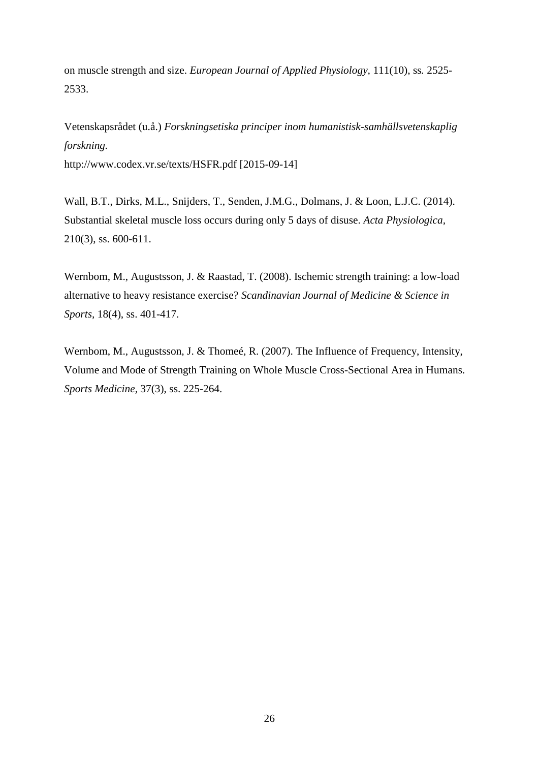on muscle strength and size. *European Journal of Applied Physiology*, 111(10), ss. 2525-2533.

Vetenskapsrådet (u.å.) *Forskningsetiska principer inom humanistisk-samhällsvetenskaplig forskning.*
http://www.codex.vr.se/texts/HSFR.pdf [2015-09-14]

Wall, B.T., Dirks, M.L., Snijders, T., Senden, J.M.G., Dolmans, J. & Loon, L.J.C. (2014). Substantial skeletal muscle loss occurs during only 5 days of disuse. *Acta Physiologica*, 210(3), ss. 600-611.

Wernbom, M., Augustsson, J. & Raastad, T. (2008). Ischemic strength training: a low-load alternative to heavy resistance exercise? *Scandinavian Journal of Medicine & Science in Sports*, 18(4), ss. 401-417.

Wernbom, M., Augustsson, J. & Thomeé, R. (2007). The Influence of Frequency, Intensity, Volume and Mode of Strength Training on Whole Muscle Cross-Sectional Area in Humans. *Sports Medicine*, 37(3), ss. 225-264.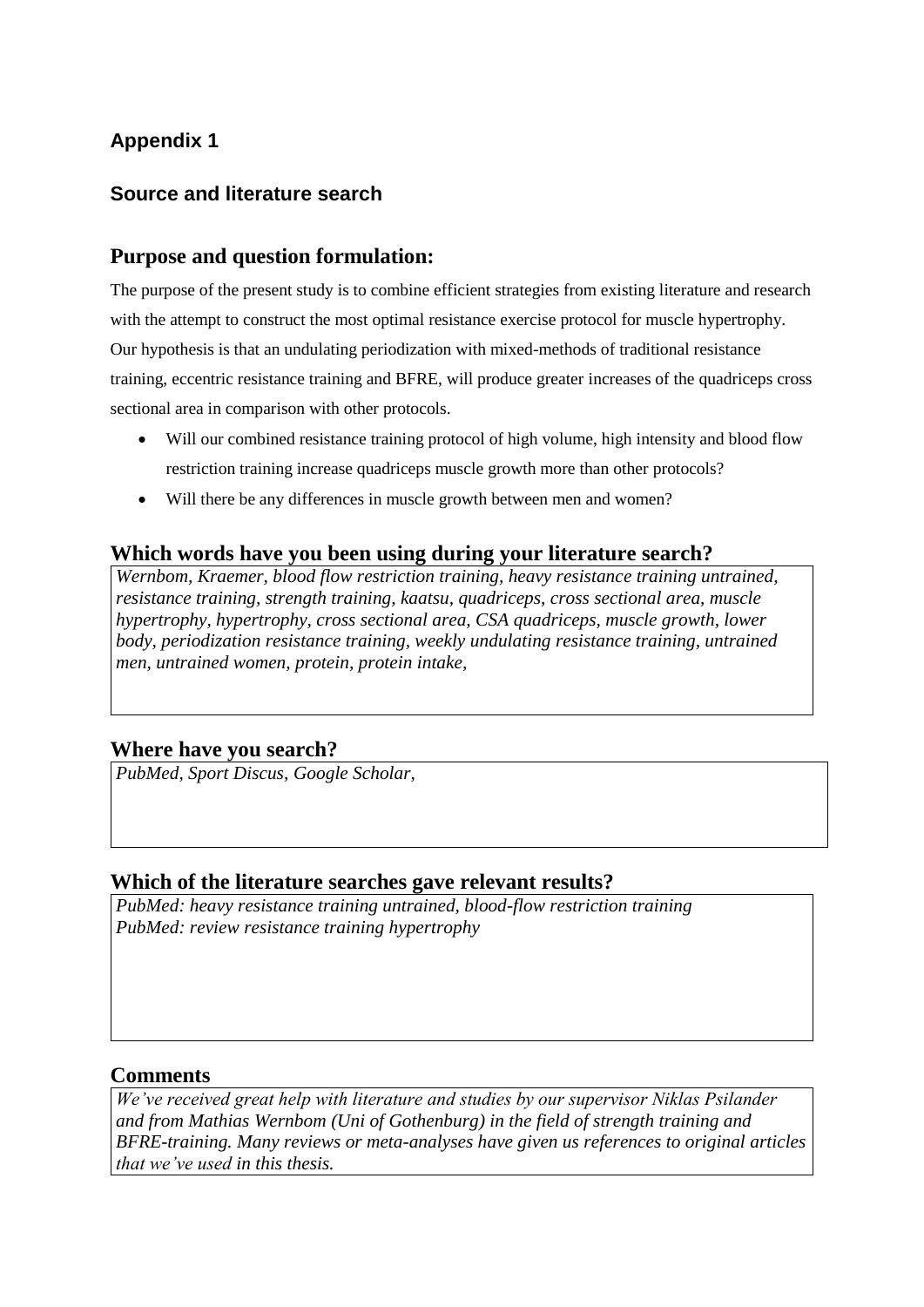## Appendix 1

### Source and literature search

## Purpose and question formulation:

The purpose of the present study is to combine efficient strategies from existing literature and research with the attempt to construct the most optimal resistance exercise protocol for muscle hypertrophy. Our hypothesis is that an undulating periodization with mixed-methods of traditional resistance training, eccentric resistance training and BFRE, will produce greater increases of the quadriceps cross sectional area in comparison with other protocols.

- Will our combined resistance training protocol of high volume, high intensity and blood flow restriction training increase quadriceps muscle growth more than other protocols?
- Will there be any differences in muscle growth between men and women?

## Which words have you been using during your literature search?

*Wernbom, Kraemer, blood flow restriction training, heavy resistance training untrained, resistance training, strength training, kaatsu, quadriceps, cross sectional area, muscle hypertrophy, hypertrophy, cross sectional area, CSA quadriceps, muscle growth, lower body, periodization resistance training, weekly undulating resistance training, untrained men, untrained women, protein, protein intake,*

## Where have you search?

*PubMed, Sport Discus, Google Scholar,*

## Which of the literature searches gave relevant results?

*PubMed: heavy resistance training untrained, blood-flow restriction training*
*PubMed: review resistance training hypertrophy*

## Comments

*We've received great help with literature and studies by our supervisor Niklas Psilander and from Mathias Wernbom (Uni of Gothenburg) in the field of strength training and BFRE-training. Many reviews or meta-analyses have given us references to original articles that we've used in this thesis.*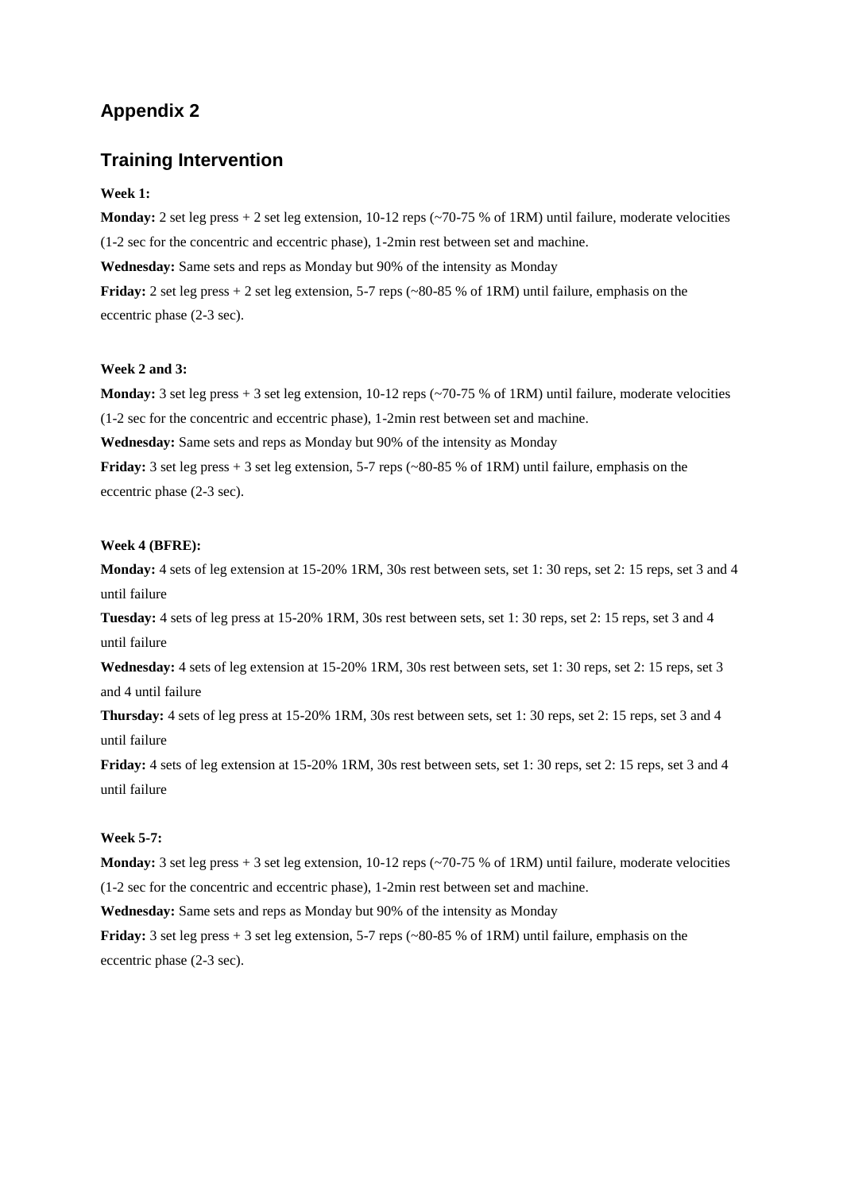## Appendix 2

## Training Intervention

**Week 1:**

**Monday:** 2 set leg press + 2 set leg extension, 10-12 reps (~70-75 % of 1RM) until failure, moderate velocities (1-2 sec for the concentric and eccentric phase), 1-2min rest between set and machine.

**Wednesday:** Same sets and reps as Monday but 90% of the intensity as Monday

**Friday:** 2 set leg press + 2 set leg extension, 5-7 reps (~80-85 % of 1RM) until failure, emphasis on the eccentric phase (2-3 sec).

**Week 2 and 3:**

**Monday:** 3 set leg press + 3 set leg extension, 10-12 reps (~70-75 % of 1RM) until failure, moderate velocities (1-2 sec for the concentric and eccentric phase), 1-2min rest between set and machine.

**Wednesday:** Same sets and reps as Monday but 90% of the intensity as Monday

**Friday:** 3 set leg press + 3 set leg extension, 5-7 reps (~80-85 % of 1RM) until failure, emphasis on the eccentric phase (2-3 sec).

**Week 4 (BFRE):**

**Monday:** 4 sets of leg extension at 15-20% 1RM, 30s rest between sets, set 1: 30 reps, set 2: 15 reps, set 3 and 4 until failure

**Tuesday:** 4 sets of leg press at 15-20% 1RM, 30s rest between sets, set 1: 30 reps, set 2: 15 reps, set 3 and 4 until failure

**Wednesday:** 4 sets of leg extension at 15-20% 1RM, 30s rest between sets, set 1: 30 reps, set 2: 15 reps, set 3 and 4 until failure

**Thursday:** 4 sets of leg press at 15-20% 1RM, 30s rest between sets, set 1: 30 reps, set 2: 15 reps, set 3 and 4 until failure

**Friday:** 4 sets of leg extension at 15-20% 1RM, 30s rest between sets, set 1: 30 reps, set 2: 15 reps, set 3 and 4 until failure

**Week 5-7:**

**Monday:** 3 set leg press + 3 set leg extension, 10-12 reps (~70-75 % of 1RM) until failure, moderate velocities (1-2 sec for the concentric and eccentric phase), 1-2min rest between set and machine.

**Wednesday:** Same sets and reps as Monday but 90% of the intensity as Monday

**Friday:** 3 set leg press + 3 set leg extension, 5-7 reps (~80-85 % of 1RM) until failure, emphasis on the eccentric phase (2-3 sec).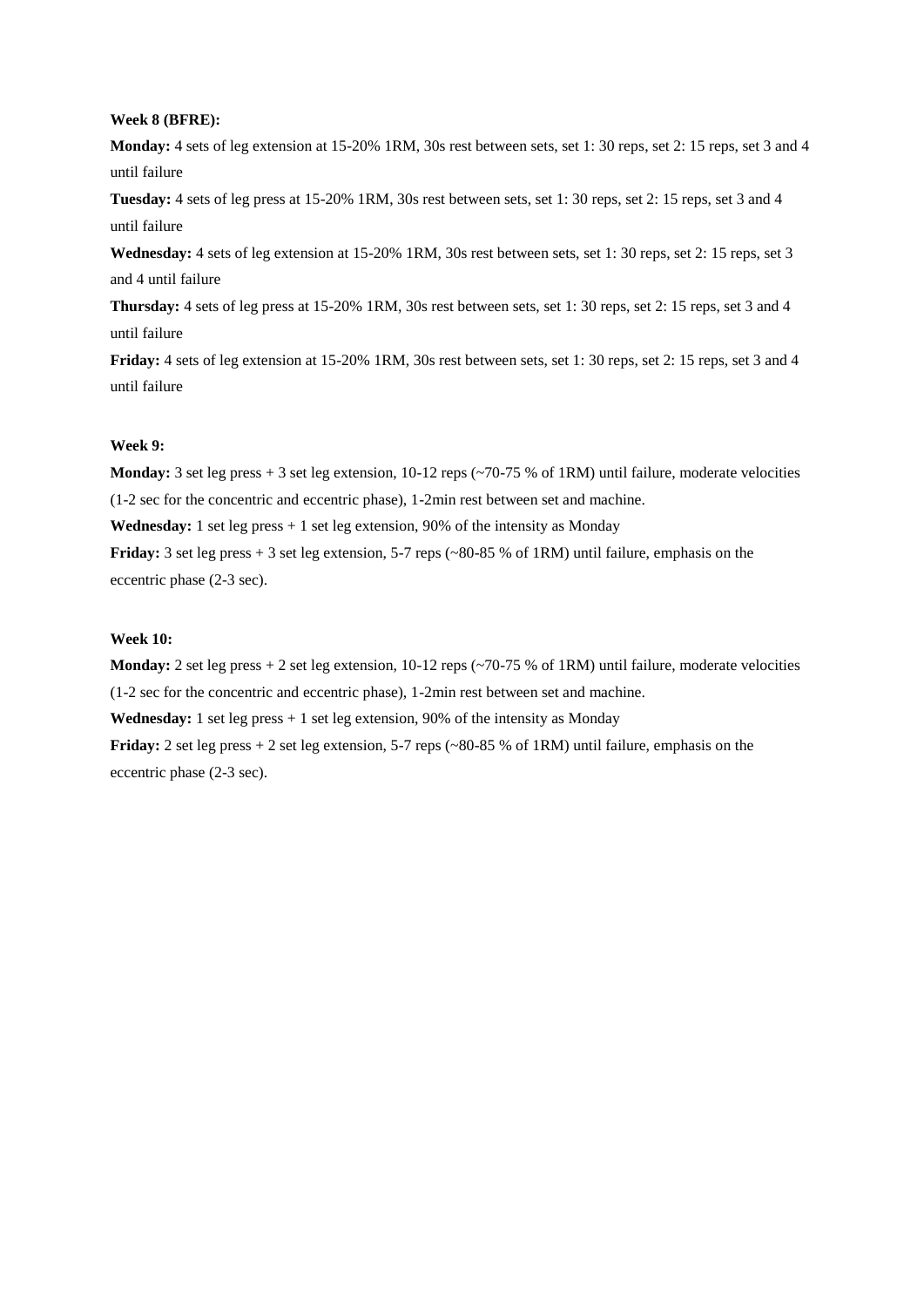**Week 8 (BFRE):**

**Monday:** 4 sets of leg extension at 15-20% 1RM, 30s rest between sets, set 1: 30 reps, set 2: 15 reps, set 3 and 4 until failure

**Tuesday:** 4 sets of leg press at 15-20% 1RM, 30s rest between sets, set 1: 30 reps, set 2: 15 reps, set 3 and 4 until failure

**Wednesday:** 4 sets of leg extension at 15-20% 1RM, 30s rest between sets, set 1: 30 reps, set 2: 15 reps, set 3 and 4 until failure

**Thursday:** 4 sets of leg press at 15-20% 1RM, 30s rest between sets, set 1: 30 reps, set 2: 15 reps, set 3 and 4 until failure

**Friday:** 4 sets of leg extension at 15-20% 1RM, 30s rest between sets, set 1: 30 reps, set 2: 15 reps, set 3 and 4 until failure

**Week 9:**

**Monday:** 3 set leg press + 3 set leg extension, 10-12 reps (~70-75 % of 1RM) until failure, moderate velocities (1-2 sec for the concentric and eccentric phase), 1-2min rest between set and machine.

**Wednesday:** 1 set leg press + 1 set leg extension, 90% of the intensity as Monday

**Friday:** 3 set leg press + 3 set leg extension, 5-7 reps (~80-85 % of 1RM) until failure, emphasis on the eccentric phase (2-3 sec).

**Week 10:**

**Monday:** 2 set leg press + 2 set leg extension, 10-12 reps (~70-75 % of 1RM) until failure, moderate velocities (1-2 sec for the concentric and eccentric phase), 1-2min rest between set and machine.

**Wednesday:** 1 set leg press + 1 set leg extension, 90% of the intensity as Monday

**Friday:** 2 set leg press + 2 set leg extension, 5-7 reps (~80-85 % of 1RM) until failure, emphasis on the eccentric phase (2-3 sec).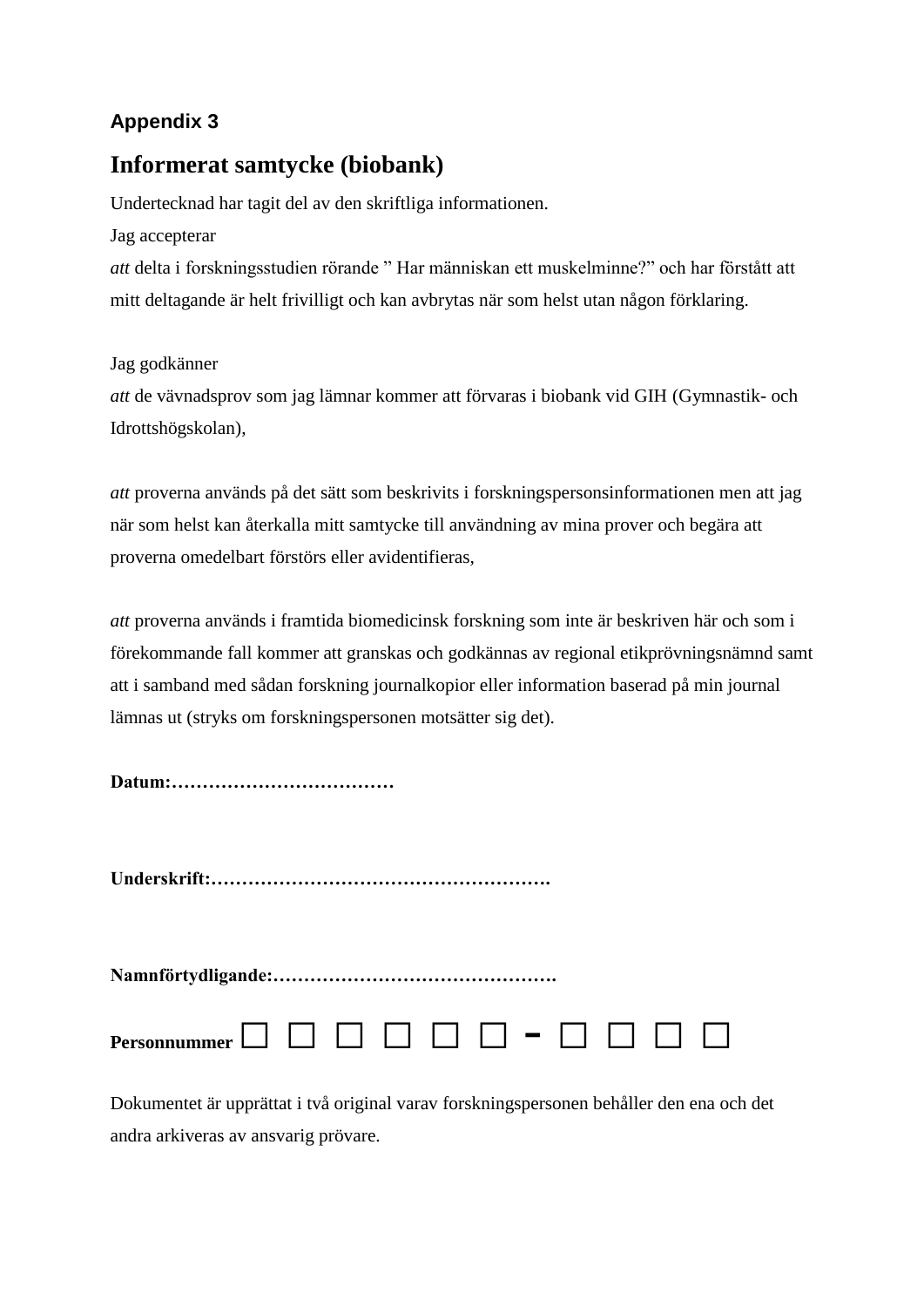**Appendix 3**

# Informerat samtycke (biobank)

Undertecknad har tagit del av den skriftliga informationen.

Jag accepterar

*att* delta i forskningsstudien rörande ” Har människan ett muskelminne?” och har förstått att mitt deltagande är helt frivilligt och kan avbrytas när som helst utan någon förklaring.

Jag godkänner

*att* de vävnadsprov som jag lämnar kommer att förvaras i biobank vid GIH (Gymnastik- och Idrottshögskolan),

*att* proverna används på det sätt som beskrivits i forskningspersonsinformationen men att jag när som helst kan återkalla mitt samtycke till användning av mina prover och begära att proverna omedelbart förstörs eller avidentifieras,

*att* proverna används i framtida biomedicinsk forskning som inte är beskriven här och som i förekommande fall kommer att granskas och godkännas av regional etikprövningsnämnd samt att i samband med sådan forskning journalkopior eller information baserad på min journal lämnas ut (stryks om forskningspersonen motsätter sig det).

**Datum:………………………………**

**Underskrift:……………………………………………….**

**Namnförtydligande:……………………………………….**

**Personnummer** ☐ ☐ ☐ ☐ ☐ ☐ - ☐ ☐ ☐ ☐

Dokumentet är upprättat i två original varav forskningspersonen behåller den ena och det andra arkiveras av ansvarig prövare.